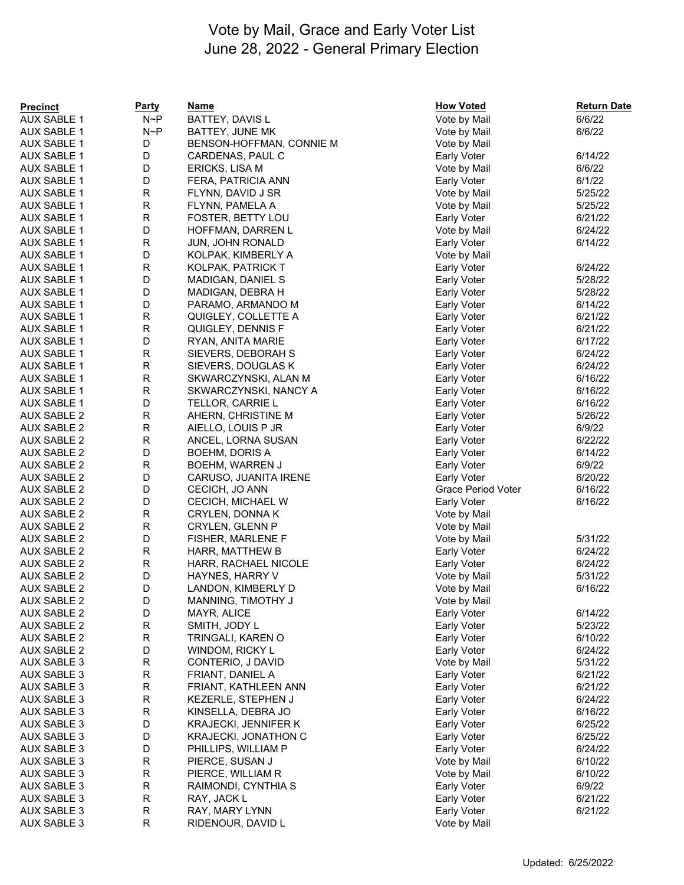# Vote by Mail, Grace and Early Voter List
## June 28, 2022 - General Primary Election

| Precinct | Party | Name | How Voted | Return Date |
|---|---|---|---|---|
| AUX SABLE 1 | N~P | BATTEY, DAVIS L | Vote by Mail | 6/6/22 |
| AUX SABLE 1 | N~P | BATTEY, JUNE MK | Vote by Mail | 6/6/22 |
| AUX SABLE 1 | D | BENSON-HOFFMAN, CONNIE M | Vote by Mail | |
| AUX SABLE 1 | D | CARDENAS, PAUL C | Early Voter | 6/14/22 |
| AUX SABLE 1 | D | ERICKS, LISA M | Vote by Mail | 6/6/22 |
| AUX SABLE 1 | D | FERA, PATRICIA ANN | Early Voter | 6/1/22 |
| AUX SABLE 1 | R | FLYNN, DAVID J SR | Vote by Mail | 5/25/22 |
| AUX SABLE 1 | R | FLYNN, PAMELA A | Vote by Mail | 5/25/22 |
| AUX SABLE 1 | R | FOSTER, BETTY LOU | Early Voter | 6/21/22 |
| AUX SABLE 1 | D | HOFFMAN, DARREN L | Vote by Mail | 6/24/22 |
| AUX SABLE 1 | R | JUN, JOHN RONALD | Early Voter | 6/14/22 |
| AUX SABLE 1 | D | KOLPAK, KIMBERLY A | Vote by Mail | |
| AUX SABLE 1 | R | KOLPAK, PATRICK T | Early Voter | 6/24/22 |
| AUX SABLE 1 | D | MADIGAN, DANIEL S | Early Voter | 5/28/22 |
| AUX SABLE 1 | D | MADIGAN, DEBRA H | Early Voter | 5/28/22 |
| AUX SABLE 1 | D | PARAMO, ARMANDO M | Early Voter | 6/14/22 |
| AUX SABLE 1 | R | QUIGLEY, COLLETTE A | Early Voter | 6/21/22 |
| AUX SABLE 1 | R | QUIGLEY, DENNIS F | Early Voter | 6/21/22 |
| AUX SABLE 1 | D | RYAN, ANITA MARIE | Early Voter | 6/17/22 |
| AUX SABLE 1 | R | SIEVERS, DEBORAH S | Early Voter | 6/24/22 |
| AUX SABLE 1 | R | SIEVERS, DOUGLAS K | Early Voter | 6/24/22 |
| AUX SABLE 1 | R | SKWARCZYNSKI, ALAN M | Early Voter | 6/16/22 |
| AUX SABLE 1 | R | SKWARCZYNSKI, NANCY A | Early Voter | 6/16/22 |
| AUX SABLE 1 | D | TELLOR, CARRIE L | Early Voter | 6/16/22 |
| AUX SABLE 2 | R | AHERN, CHRISTINE M | Early Voter | 5/26/22 |
| AUX SABLE 2 | R | AIELLO, LOUIS P JR | Early Voter | 6/9/22 |
| AUX SABLE 2 | R | ANCEL, LORNA SUSAN | Early Voter | 6/22/22 |
| AUX SABLE 2 | D | BOEHM, DORIS A | Early Voter | 6/14/22 |
| AUX SABLE 2 | R | BOEHM, WARREN J | Early Voter | 6/9/22 |
| AUX SABLE 2 | D | CARUSO, JUANITA IRENE | Early Voter | 6/20/22 |
| AUX SABLE 2 | D | CECICH, JO ANN | Grace Period Voter | 6/16/22 |
| AUX SABLE 2 | D | CECICH, MICHAEL W | Early Voter | 6/16/22 |
| AUX SABLE 2 | R | CRYLEN, DONNA K | Vote by Mail | |
| AUX SABLE 2 | R | CRYLEN, GLENN P | Vote by Mail | |
| AUX SABLE 2 | D | FISHER, MARLENE F | Vote by Mail | 5/31/22 |
| AUX SABLE 2 | R | HARR, MATTHEW B | Early Voter | 6/24/22 |
| AUX SABLE 2 | R | HARR, RACHAEL NICOLE | Early Voter | 6/24/22 |
| AUX SABLE 2 | D | HAYNES, HARRY V | Vote by Mail | 5/31/22 |
| AUX SABLE 2 | D | LANDON, KIMBERLY D | Vote by Mail | 6/16/22 |
| AUX SABLE 2 | D | MANNING, TIMOTHY J | Vote by Mail | |
| AUX SABLE 2 | D | MAYR, ALICE | Early Voter | 6/14/22 |
| AUX SABLE 2 | R | SMITH, JODY L | Early Voter | 5/23/22 |
| AUX SABLE 2 | R | TRINGALI, KAREN O | Early Voter | 6/10/22 |
| AUX SABLE 2 | D | WINDOM, RICKY L | Early Voter | 6/24/22 |
| AUX SABLE 3 | R | CONTERIO, J DAVID | Vote by Mail | 5/31/22 |
| AUX SABLE 3 | R | FRIANT, DANIEL A | Early Voter | 6/21/22 |
| AUX SABLE 3 | R | FRIANT, KATHLEEN ANN | Early Voter | 6/21/22 |
| AUX SABLE 3 | R | KEZERLE, STEPHEN J | Early Voter | 6/24/22 |
| AUX SABLE 3 | R | KINSELLA, DEBRA JO | Early Voter | 6/16/22 |
| AUX SABLE 3 | D | KRAJECKI, JENNIFER K | Early Voter | 6/25/22 |
| AUX SABLE 3 | D | KRAJECKI, JONATHON C | Early Voter | 6/25/22 |
| AUX SABLE 3 | D | PHILLIPS, WILLIAM P | Early Voter | 6/24/22 |
| AUX SABLE 3 | R | PIERCE, SUSAN J | Vote by Mail | 6/10/22 |
| AUX SABLE 3 | R | PIERCE, WILLIAM R | Vote by Mail | 6/10/22 |
| AUX SABLE 3 | R | RAIMONDI, CYNTHIA S | Early Voter | 6/9/22 |
| AUX SABLE 3 | R | RAY, JACK L | Early Voter | 6/21/22 |
| AUX SABLE 3 | R | RAY, MARY LYNN | Early Voter | 6/21/22 |
| AUX SABLE 3 | R | RIDENOUR, DAVID L | Vote by Mail | |

Updated: 6/25/2022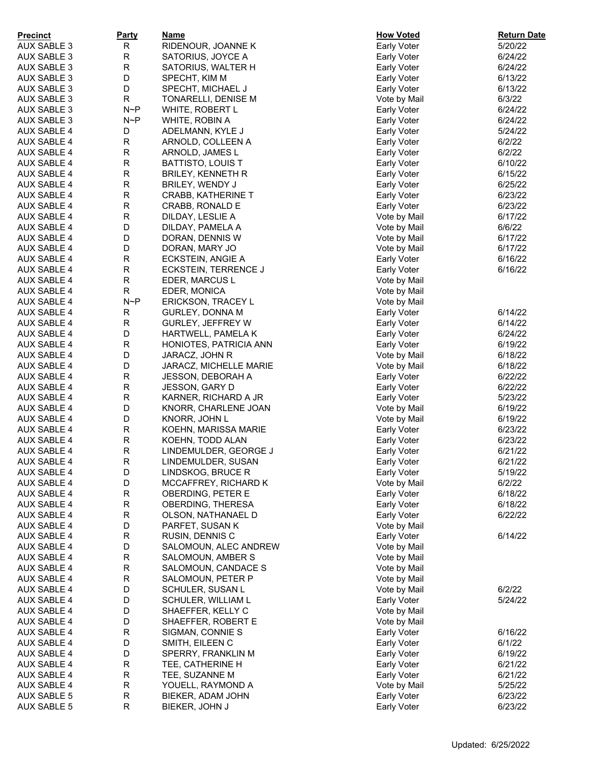| Precinct | Party | Name | How Voted | Return Date |
|---|---|---|---|---|
| AUX SABLE 3 | R | RIDENOUR, JOANNE K | Early Voter | 5/20/22 |
| AUX SABLE 3 | R | SATORIUS, JOYCE A | Early Voter | 6/24/22 |
| AUX SABLE 3 | R | SATORIUS, WALTER H | Early Voter | 6/24/22 |
| AUX SABLE 3 | D | SPECHT, KIM M | Early Voter | 6/13/22 |
| AUX SABLE 3 | D | SPECHT, MICHAEL J | Early Voter | 6/13/22 |
| AUX SABLE 3 | R | TONARELLI, DENISE M | Vote by Mail | 6/3/22 |
| AUX SABLE 3 | N~P | WHITE, ROBERT L | Early Voter | 6/24/22 |
| AUX SABLE 3 | N~P | WHITE, ROBIN A | Early Voter | 6/24/22 |
| AUX SABLE 4 | D | ADELMANN, KYLE J | Early Voter | 5/24/22 |
| AUX SABLE 4 | R | ARNOLD, COLLEEN A | Early Voter | 6/2/22 |
| AUX SABLE 4 | R | ARNOLD, JAMES L | Early Voter | 6/2/22 |
| AUX SABLE 4 | R | BATTISTO, LOUIS T | Early Voter | 6/10/22 |
| AUX SABLE 4 | R | BRILEY, KENNETH R | Early Voter | 6/15/22 |
| AUX SABLE 4 | R | BRILEY, WENDY J | Early Voter | 6/25/22 |
| AUX SABLE 4 | R | CRABB, KATHERINE T | Early Voter | 6/23/22 |
| AUX SABLE 4 | R | CRABB, RONALD E | Early Voter | 6/23/22 |
| AUX SABLE 4 | R | DILDAY, LESLIE A | Vote by Mail | 6/17/22 |
| AUX SABLE 4 | D | DILDAY, PAMELA A | Vote by Mail | 6/6/22 |
| AUX SABLE 4 | D | DORAN, DENNIS W | Vote by Mail | 6/17/22 |
| AUX SABLE 4 | D | DORAN, MARY JO | Vote by Mail | 6/17/22 |
| AUX SABLE 4 | R | ECKSTEIN, ANGIE A | Early Voter | 6/16/22 |
| AUX SABLE 4 | R | ECKSTEIN, TERRENCE J | Early Voter | 6/16/22 |
| AUX SABLE 4 | R | EDER, MARCUS L | Vote by Mail | |
| AUX SABLE 4 | R | EDER, MONICA | Vote by Mail | |
| AUX SABLE 4 | N~P | ERICKSON, TRACEY L | Vote by Mail | |
| AUX SABLE 4 | R | GURLEY, DONNA M | Early Voter | 6/14/22 |
| AUX SABLE 4 | R | GURLEY, JEFFREY W | Early Voter | 6/14/22 |
| AUX SABLE 4 | D | HARTWELL, PAMELA K | Early Voter | 6/24/22 |
| AUX SABLE 4 | R | HONIOTES, PATRICIA ANN | Early Voter | 6/19/22 |
| AUX SABLE 4 | D | JARACZ, JOHN R | Vote by Mail | 6/18/22 |
| AUX SABLE 4 | D | JARACZ, MICHELLE MARIE | Vote by Mail | 6/18/22 |
| AUX SABLE 4 | R | JESSON, DEBORAH A | Early Voter | 6/22/22 |
| AUX SABLE 4 | R | JESSON, GARY D | Early Voter | 6/22/22 |
| AUX SABLE 4 | R | KARNER, RICHARD A JR | Early Voter | 5/23/22 |
| AUX SABLE 4 | D | KNORR, CHARLENE JOAN | Vote by Mail | 6/19/22 |
| AUX SABLE 4 | D | KNORR, JOHN L | Vote by Mail | 6/19/22 |
| AUX SABLE 4 | R | KOEHN, MARISSA MARIE | Early Voter | 6/23/22 |
| AUX SABLE 4 | R | KOEHN, TODD ALAN | Early Voter | 6/23/22 |
| AUX SABLE 4 | R | LINDEMULDER, GEORGE J | Early Voter | 6/21/22 |
| AUX SABLE 4 | R | LINDEMULDER, SUSAN | Early Voter | 6/21/22 |
| AUX SABLE 4 | D | LINDSKOG, BRUCE R | Early Voter | 5/19/22 |
| AUX SABLE 4 | D | MCCAFFREY, RICHARD K | Vote by Mail | 6/2/22 |
| AUX SABLE 4 | R | OBERDING, PETER E | Early Voter | 6/18/22 |
| AUX SABLE 4 | R | OBERDING, THERESA | Early Voter | 6/18/22 |
| AUX SABLE 4 | R | OLSON, NATHANAEL D | Early Voter | 6/22/22 |
| AUX SABLE 4 | D | PARFET, SUSAN K | Vote by Mail | |
| AUX SABLE 4 | R | RUSIN, DENNIS C | Early Voter | 6/14/22 |
| AUX SABLE 4 | D | SALOMOUN, ALEC ANDREW | Vote by Mail | |
| AUX SABLE 4 | R | SALOMOUN, AMBER S | Vote by Mail | |
| AUX SABLE 4 | R | SALOMOUN, CANDACE S | Vote by Mail | |
| AUX SABLE 4 | R | SALOMOUN, PETER P | Vote by Mail | |
| AUX SABLE 4 | D | SCHULER, SUSAN L | Vote by Mail | 6/2/22 |
| AUX SABLE 4 | D | SCHULER, WILLIAM L | Early Voter | 5/24/22 |
| AUX SABLE 4 | D | SHAEFFER, KELLY C | Vote by Mail | |
| AUX SABLE 4 | D | SHAEFFER, ROBERT E | Vote by Mail | |
| AUX SABLE 4 | R | SIGMAN, CONNIE S | Early Voter | 6/16/22 |
| AUX SABLE 4 | D | SMITH, EILEEN C | Early Voter | 6/1/22 |
| AUX SABLE 4 | D | SPERRY, FRANKLIN M | Early Voter | 6/19/22 |
| AUX SABLE 4 | R | TEE, CATHERINE H | Early Voter | 6/21/22 |
| AUX SABLE 4 | R | TEE, SUZANNE M | Early Voter | 6/21/22 |
| AUX SABLE 4 | R | YOUELL, RAYMOND A | Vote by Mail | 5/25/22 |
| AUX SABLE 5 | R | BIEKER, ADAM JOHN | Early Voter | 6/23/22 |
| AUX SABLE 5 | R | BIEKER, JOHN J | Early Voter | 6/23/22 |

Updated: 6/25/2022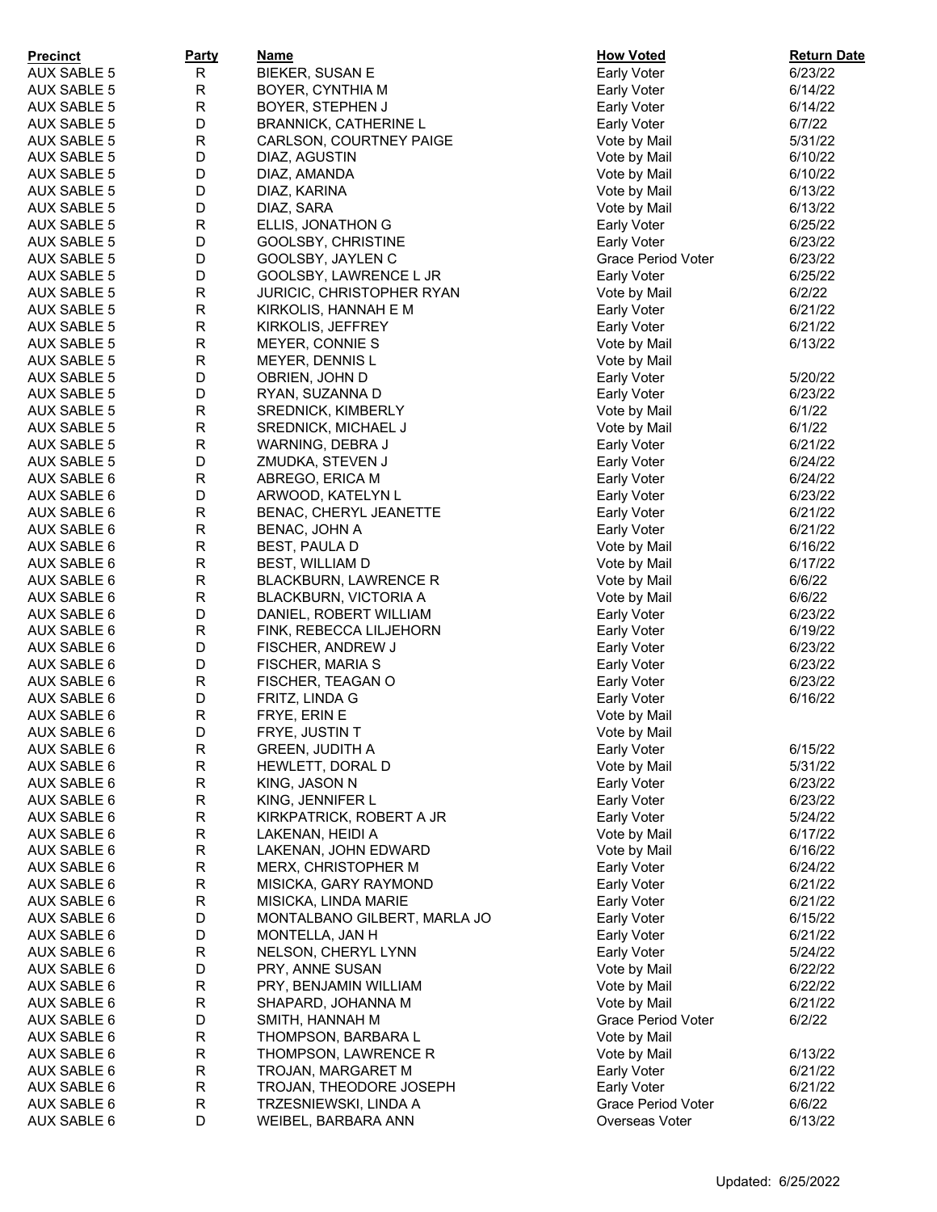| Precinct | Party | Name | How Voted | Return Date |
| --- | --- | --- | --- | --- |
| AUX SABLE 5 | R | BIEKER, SUSAN E | Early Voter | 6/23/22 |
| AUX SABLE 5 | R | BOYER, CYNTHIA M | Early Voter | 6/14/22 |
| AUX SABLE 5 | R | BOYER, STEPHEN J | Early Voter | 6/14/22 |
| AUX SABLE 5 | D | BRANNICK, CATHERINE L | Early Voter | 6/7/22 |
| AUX SABLE 5 | R | CARLSON, COURTNEY PAIGE | Vote by Mail | 5/31/22 |
| AUX SABLE 5 | D | DIAZ, AGUSTIN | Vote by Mail | 6/10/22 |
| AUX SABLE 5 | D | DIAZ, AMANDA | Vote by Mail | 6/10/22 |
| AUX SABLE 5 | D | DIAZ, KARINA | Vote by Mail | 6/13/22 |
| AUX SABLE 5 | D | DIAZ, SARA | Vote by Mail | 6/13/22 |
| AUX SABLE 5 | R | ELLIS, JONATHON G | Early Voter | 6/25/22 |
| AUX SABLE 5 | D | GOOLSBY, CHRISTINE | Early Voter | 6/23/22 |
| AUX SABLE 5 | D | GOOLSBY, JAYLEN C | Grace Period Voter | 6/23/22 |
| AUX SABLE 5 | D | GOOLSBY, LAWRENCE L JR | Early Voter | 6/25/22 |
| AUX SABLE 5 | R | JURICIC, CHRISTOPHER RYAN | Vote by Mail | 6/2/22 |
| AUX SABLE 5 | R | KIRKOLIS, HANNAH E M | Early Voter | 6/21/22 |
| AUX SABLE 5 | R | KIRKOLIS, JEFFREY | Early Voter | 6/21/22 |
| AUX SABLE 5 | R | MEYER, CONNIE S | Vote by Mail | 6/13/22 |
| AUX SABLE 5 | R | MEYER, DENNIS L | Vote by Mail | |
| AUX SABLE 5 | D | OBRIEN, JOHN D | Early Voter | 5/20/22 |
| AUX SABLE 5 | D | RYAN, SUZANNA D | Early Voter | 6/23/22 |
| AUX SABLE 5 | R | SREDNICK, KIMBERLY | Vote by Mail | 6/1/22 |
| AUX SABLE 5 | R | SREDNICK, MICHAEL J | Vote by Mail | 6/1/22 |
| AUX SABLE 5 | R | WARNING, DEBRA J | Early Voter | 6/21/22 |
| AUX SABLE 5 | D | ZMUDKA, STEVEN J | Early Voter | 6/24/22 |
| AUX SABLE 6 | R | ABREGO, ERICA M | Early Voter | 6/24/22 |
| AUX SABLE 6 | D | ARWOOD, KATELYN L | Early Voter | 6/23/22 |
| AUX SABLE 6 | R | BENAC, CHERYL JEANETTE | Early Voter | 6/21/22 |
| AUX SABLE 6 | R | BENAC, JOHN A | Early Voter | 6/21/22 |
| AUX SABLE 6 | R | BEST, PAULA D | Vote by Mail | 6/16/22 |
| AUX SABLE 6 | R | BEST, WILLIAM D | Vote by Mail | 6/17/22 |
| AUX SABLE 6 | R | BLACKBURN, LAWRENCE R | Vote by Mail | 6/6/22 |
| AUX SABLE 6 | R | BLACKBURN, VICTORIA A | Vote by Mail | 6/6/22 |
| AUX SABLE 6 | D | DANIEL, ROBERT WILLIAM | Early Voter | 6/23/22 |
| AUX SABLE 6 | R | FINK, REBECCA LILJEHORN | Early Voter | 6/19/22 |
| AUX SABLE 6 | D | FISCHER, ANDREW J | Early Voter | 6/23/22 |
| AUX SABLE 6 | D | FISCHER, MARIA S | Early Voter | 6/23/22 |
| AUX SABLE 6 | R | FISCHER, TEAGAN O | Early Voter | 6/23/22 |
| AUX SABLE 6 | D | FRITZ, LINDA G | Early Voter | 6/16/22 |
| AUX SABLE 6 | R | FRYE, ERIN E | Vote by Mail | |
| AUX SABLE 6 | D | FRYE, JUSTIN T | Vote by Mail | |
| AUX SABLE 6 | R | GREEN, JUDITH A | Early Voter | 6/15/22 |
| AUX SABLE 6 | R | HEWLETT, DORAL D | Vote by Mail | 5/31/22 |
| AUX SABLE 6 | R | KING, JASON N | Early Voter | 6/23/22 |
| AUX SABLE 6 | R | KING, JENNIFER L | Early Voter | 6/23/22 |
| AUX SABLE 6 | R | KIRKPATRICK, ROBERT A JR | Early Voter | 5/24/22 |
| AUX SABLE 6 | R | LAKENAN, HEIDI A | Vote by Mail | 6/17/22 |
| AUX SABLE 6 | R | LAKENAN, JOHN EDWARD | Vote by Mail | 6/16/22 |
| AUX SABLE 6 | R | MERX, CHRISTOPHER M | Early Voter | 6/24/22 |
| AUX SABLE 6 | R | MISICKA, GARY RAYMOND | Early Voter | 6/21/22 |
| AUX SABLE 6 | R | MISICKA, LINDA MARIE | Early Voter | 6/21/22 |
| AUX SABLE 6 | D | MONTALBANO GILBERT, MARLA JO | Early Voter | 6/15/22 |
| AUX SABLE 6 | D | MONTELLA, JAN H | Early Voter | 6/21/22 |
| AUX SABLE 6 | R | NELSON, CHERYL LYNN | Early Voter | 5/24/22 |
| AUX SABLE 6 | D | PRY, ANNE SUSAN | Vote by Mail | 6/22/22 |
| AUX SABLE 6 | R | PRY, BENJAMIN WILLIAM | Vote by Mail | 6/22/22 |
| AUX SABLE 6 | R | SHAPARD, JOHANNA M | Vote by Mail | 6/21/22 |
| AUX SABLE 6 | D | SMITH, HANNAH M | Grace Period Voter | 6/2/22 |
| AUX SABLE 6 | R | THOMPSON, BARBARA L | Vote by Mail | |
| AUX SABLE 6 | R | THOMPSON, LAWRENCE R | Vote by Mail | 6/13/22 |
| AUX SABLE 6 | R | TROJAN, MARGARET M | Early Voter | 6/21/22 |
| AUX SABLE 6 | R | TROJAN, THEODORE JOSEPH | Early Voter | 6/21/22 |
| AUX SABLE 6 | R | TRZESNIEWSKI, LINDA A | Grace Period Voter | 6/6/22 |
| AUX SABLE 6 | D | WEIBEL, BARBARA ANN | Overseas Voter | 6/13/22 |

Updated: 6/25/2022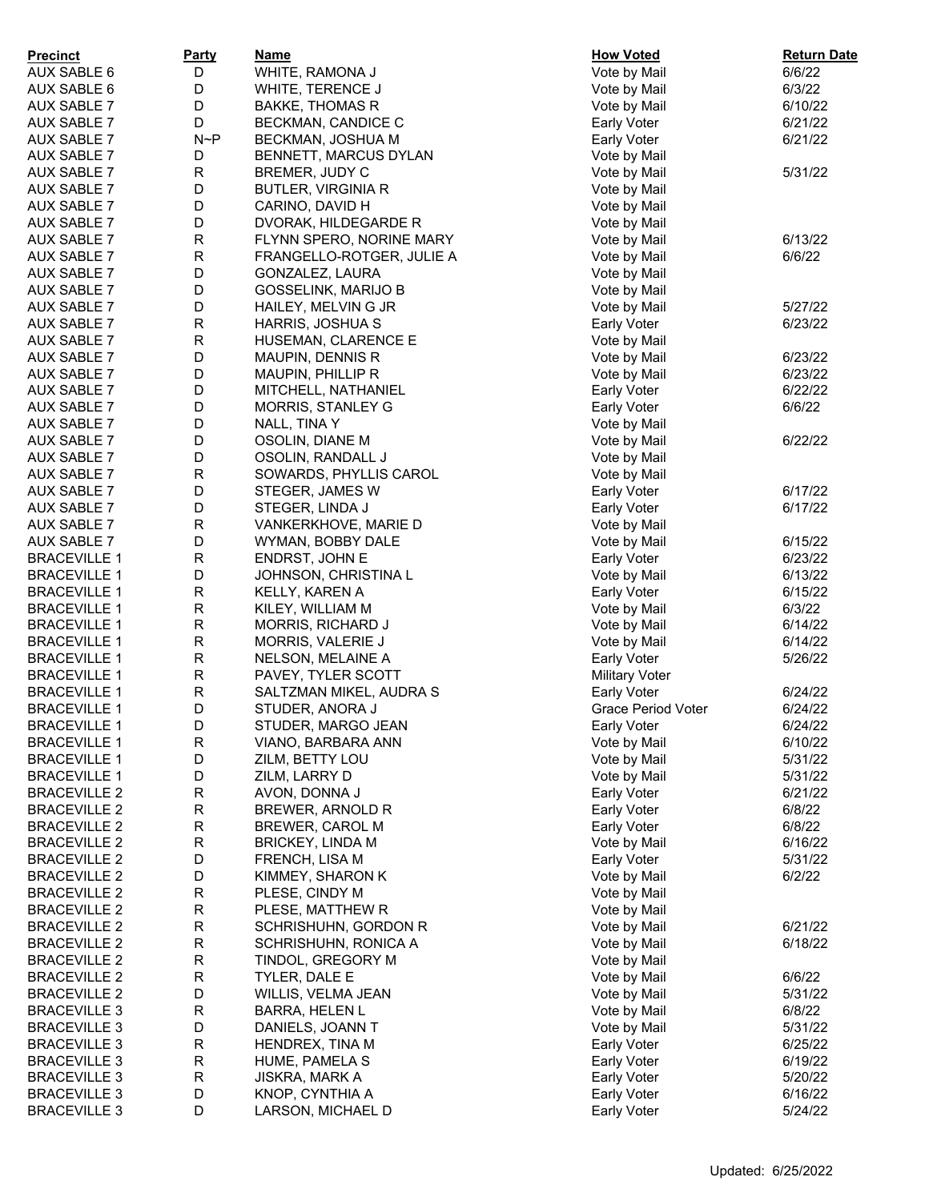| Precinct | Party | Name | How Voted | Return Date |
| --- | --- | --- | --- | --- |
| AUX SABLE 6 | D | WHITE, RAMONA J | Vote by Mail | 6/6/22 |
| AUX SABLE 6 | D | WHITE, TERENCE J | Vote by Mail | 6/3/22 |
| AUX SABLE 7 | D | BAKKE, THOMAS R | Vote by Mail | 6/10/22 |
| AUX SABLE 7 | D | BECKMAN, CANDICE C | Early Voter | 6/21/22 |
| AUX SABLE 7 | N~P | BECKMAN, JOSHUA M | Early Voter | 6/21/22 |
| AUX SABLE 7 | D | BENNETT, MARCUS DYLAN | Vote by Mail | |
| AUX SABLE 7 | R | BREMER, JUDY C | Vote by Mail | 5/31/22 |
| AUX SABLE 7 | D | BUTLER, VIRGINIA R | Vote by Mail | |
| AUX SABLE 7 | D | CARINO, DAVID H | Vote by Mail | |
| AUX SABLE 7 | D | DVORAK, HILDEGARDE R | Vote by Mail | |
| AUX SABLE 7 | R | FLYNN SPERO, NORINE MARY | Vote by Mail | 6/13/22 |
| AUX SABLE 7 | R | FRANGELLO-ROTGER, JULIE A | Vote by Mail | 6/6/22 |
| AUX SABLE 7 | D | GONZALEZ, LAURA | Vote by Mail | |
| AUX SABLE 7 | D | GOSSELINK, MARIJO B | Vote by Mail | |
| AUX SABLE 7 | D | HAILEY, MELVIN G JR | Vote by Mail | 5/27/22 |
| AUX SABLE 7 | R | HARRIS, JOSHUA S | Early Voter | 6/23/22 |
| AUX SABLE 7 | R | HUSEMAN, CLARENCE E | Vote by Mail | |
| AUX SABLE 7 | D | MAUPIN, DENNIS R | Vote by Mail | 6/23/22 |
| AUX SABLE 7 | D | MAUPIN, PHILLIP R | Vote by Mail | 6/23/22 |
| AUX SABLE 7 | D | MITCHELL, NATHANIEL | Early Voter | 6/22/22 |
| AUX SABLE 7 | D | MORRIS, STANLEY G | Early Voter | 6/6/22 |
| AUX SABLE 7 | D | NALL, TINA Y | Vote by Mail | |
| AUX SABLE 7 | D | OSOLIN, DIANE M | Vote by Mail | 6/22/22 |
| AUX SABLE 7 | D | OSOLIN, RANDALL J | Vote by Mail | |
| AUX SABLE 7 | R | SOWARDS, PHYLLIS CAROL | Vote by Mail | |
| AUX SABLE 7 | D | STEGER, JAMES W | Early Voter | 6/17/22 |
| AUX SABLE 7 | D | STEGER, LINDA J | Early Voter | 6/17/22 |
| AUX SABLE 7 | R | VANKERKHOVE, MARIE D | Vote by Mail | |
| AUX SABLE 7 | D | WYMAN, BOBBY DALE | Vote by Mail | 6/15/22 |
| BRACEVILLE 1 | R | ENDRST, JOHN E | Early Voter | 6/23/22 |
| BRACEVILLE 1 | D | JOHNSON, CHRISTINA L | Vote by Mail | 6/13/22 |
| BRACEVILLE 1 | R | KELLY, KAREN A | Early Voter | 6/15/22 |
| BRACEVILLE 1 | R | KILEY, WILLIAM M | Vote by Mail | 6/3/22 |
| BRACEVILLE 1 | R | MORRIS, RICHARD J | Vote by Mail | 6/14/22 |
| BRACEVILLE 1 | R | MORRIS, VALERIE J | Vote by Mail | 6/14/22 |
| BRACEVILLE 1 | R | NELSON, MELAINE A | Early Voter | 5/26/22 |
| BRACEVILLE 1 | R | PAVEY, TYLER SCOTT | Military Voter | |
| BRACEVILLE 1 | R | SALTZMAN MIKEL, AUDRA S | Early Voter | 6/24/22 |
| BRACEVILLE 1 | D | STUDER, ANORA J | Grace Period Voter | 6/24/22 |
| BRACEVILLE 1 | D | STUDER, MARGO JEAN | Early Voter | 6/24/22 |
| BRACEVILLE 1 | R | VIANO, BARBARA ANN | Vote by Mail | 6/10/22 |
| BRACEVILLE 1 | D | ZILM, BETTY LOU | Vote by Mail | 5/31/22 |
| BRACEVILLE 1 | D | ZILM, LARRY D | Vote by Mail | 5/31/22 |
| BRACEVILLE 2 | R | AVON, DONNA J | Early Voter | 6/21/22 |
| BRACEVILLE 2 | R | BREWER, ARNOLD R | Early Voter | 6/8/22 |
| BRACEVILLE 2 | R | BREWER, CAROL M | Early Voter | 6/8/22 |
| BRACEVILLE 2 | R | BRICKEY, LINDA M | Vote by Mail | 6/16/22 |
| BRACEVILLE 2 | D | FRENCH, LISA M | Early Voter | 5/31/22 |
| BRACEVILLE 2 | D | KIMMEY, SHARON K | Vote by Mail | 6/2/22 |
| BRACEVILLE 2 | R | PLESE, CINDY M | Vote by Mail | |
| BRACEVILLE 2 | R | PLESE, MATTHEW R | Vote by Mail | |
| BRACEVILLE 2 | R | SCHRISHUHN, GORDON R | Vote by Mail | 6/21/22 |
| BRACEVILLE 2 | R | SCHRISHUHN, RONICA A | Vote by Mail | 6/18/22 |
| BRACEVILLE 2 | R | TINDOL, GREGORY M | Vote by Mail | |
| BRACEVILLE 2 | R | TYLER, DALE E | Vote by Mail | 6/6/22 |
| BRACEVILLE 2 | D | WILLIS, VELMA JEAN | Vote by Mail | 5/31/22 |
| BRACEVILLE 3 | R | BARRA, HELEN L | Vote by Mail | 6/8/22 |
| BRACEVILLE 3 | D | DANIELS, JOANN T | Vote by Mail | 5/31/22 |
| BRACEVILLE 3 | R | HENDREX, TINA M | Early Voter | 6/25/22 |
| BRACEVILLE 3 | R | HUME, PAMELA S | Early Voter | 6/19/22 |
| BRACEVILLE 3 | R | JISKRA, MARK A | Early Voter | 5/20/22 |
| BRACEVILLE 3 | D | KNOP, CYNTHIA A | Early Voter | 6/16/22 |
| BRACEVILLE 3 | D | LARSON, MICHAEL D | Early Voter | 5/24/22 |

Updated: 6/25/2022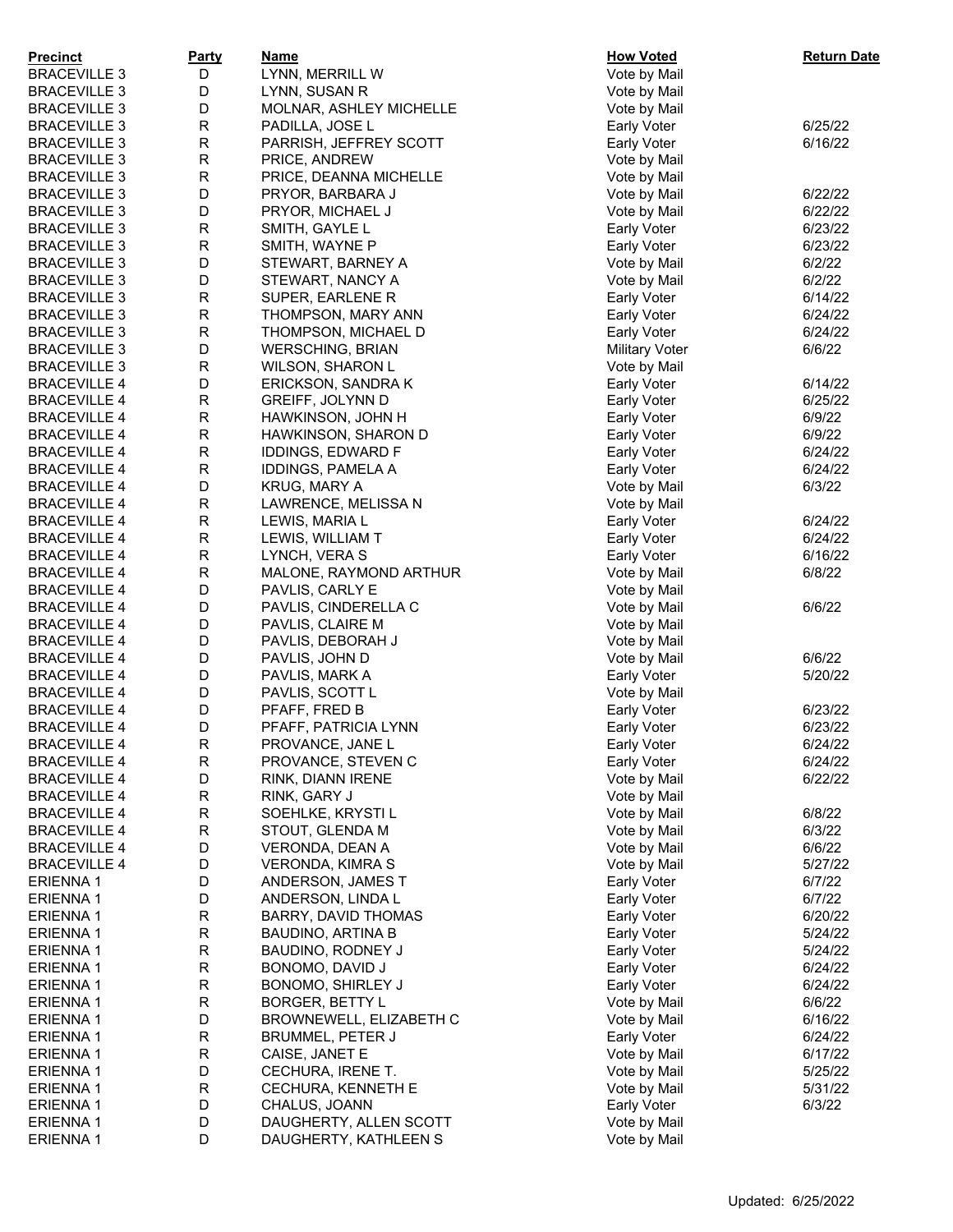| Precinct | Party | Name | How Voted | Return Date |
|---|---|---|---|---|
| BRACEVILLE 3 | D | LYNN, MERRILL W | Vote by Mail | |
| BRACEVILLE 3 | D | LYNN, SUSAN R | Vote by Mail | |
| BRACEVILLE 3 | D | MOLNAR, ASHLEY MICHELLE | Vote by Mail | |
| BRACEVILLE 3 | R | PADILLA, JOSE L | Early Voter | 6/25/22 |
| BRACEVILLE 3 | R | PARRISH, JEFFREY SCOTT | Early Voter | 6/16/22 |
| BRACEVILLE 3 | R | PRICE, ANDREW | Vote by Mail | |
| BRACEVILLE 3 | R | PRICE, DEANNA MICHELLE | Vote by Mail | |
| BRACEVILLE 3 | D | PRYOR, BARBARA J | Vote by Mail | 6/22/22 |
| BRACEVILLE 3 | D | PRYOR, MICHAEL J | Vote by Mail | 6/22/22 |
| BRACEVILLE 3 | R | SMITH, GAYLE L | Early Voter | 6/23/22 |
| BRACEVILLE 3 | R | SMITH, WAYNE P | Early Voter | 6/23/22 |
| BRACEVILLE 3 | D | STEWART, BARNEY A | Vote by Mail | 6/2/22 |
| BRACEVILLE 3 | D | STEWART, NANCY A | Vote by Mail | 6/2/22 |
| BRACEVILLE 3 | R | SUPER, EARLENE R | Early Voter | 6/14/22 |
| BRACEVILLE 3 | R | THOMPSON, MARY ANN | Early Voter | 6/24/22 |
| BRACEVILLE 3 | R | THOMPSON, MICHAEL D | Early Voter | 6/24/22 |
| BRACEVILLE 3 | D | WERSCHING, BRIAN | Military Voter | 6/6/22 |
| BRACEVILLE 3 | R | WILSON, SHARON L | Vote by Mail | |
| BRACEVILLE 4 | D | ERICKSON, SANDRA K | Early Voter | 6/14/22 |
| BRACEVILLE 4 | R | GREIFF, JOLYNN D | Early Voter | 6/25/22 |
| BRACEVILLE 4 | R | HAWKINSON, JOHN H | Early Voter | 6/9/22 |
| BRACEVILLE 4 | R | HAWKINSON, SHARON D | Early Voter | 6/9/22 |
| BRACEVILLE 4 | R | IDDINGS, EDWARD F | Early Voter | 6/24/22 |
| BRACEVILLE 4 | R | IDDINGS, PAMELA A | Early Voter | 6/24/22 |
| BRACEVILLE 4 | D | KRUG, MARY A | Vote by Mail | 6/3/22 |
| BRACEVILLE 4 | R | LAWRENCE, MELISSA N | Vote by Mail | |
| BRACEVILLE 4 | R | LEWIS, MARIA L | Early Voter | 6/24/22 |
| BRACEVILLE 4 | R | LEWIS, WILLIAM T | Early Voter | 6/24/22 |
| BRACEVILLE 4 | R | LYNCH, VERA S | Early Voter | 6/16/22 |
| BRACEVILLE 4 | R | MALONE, RAYMOND ARTHUR | Vote by Mail | 6/8/22 |
| BRACEVILLE 4 | D | PAVLIS, CARLY E | Vote by Mail | |
| BRACEVILLE 4 | D | PAVLIS, CINDERELLA C | Vote by Mail | 6/6/22 |
| BRACEVILLE 4 | D | PAVLIS, CLAIRE M | Vote by Mail | |
| BRACEVILLE 4 | D | PAVLIS, DEBORAH J | Vote by Mail | |
| BRACEVILLE 4 | D | PAVLIS, JOHN D | Vote by Mail | 6/6/22 |
| BRACEVILLE 4 | D | PAVLIS, MARK A | Early Voter | 5/20/22 |
| BRACEVILLE 4 | D | PAVLIS, SCOTT L | Vote by Mail | |
| BRACEVILLE 4 | D | PFAFF, FRED B | Early Voter | 6/23/22 |
| BRACEVILLE 4 | D | PFAFF, PATRICIA LYNN | Early Voter | 6/23/22 |
| BRACEVILLE 4 | R | PROVANCE, JANE L | Early Voter | 6/24/22 |
| BRACEVILLE 4 | R | PROVANCE, STEVEN C | Early Voter | 6/24/22 |
| BRACEVILLE 4 | D | RINK, DIANN IRENE | Vote by Mail | 6/22/22 |
| BRACEVILLE 4 | R | RINK, GARY J | Vote by Mail | |
| BRACEVILLE 4 | R | SOEHLKE, KRYSTI L | Vote by Mail | 6/8/22 |
| BRACEVILLE 4 | R | STOUT, GLENDA M | Vote by Mail | 6/3/22 |
| BRACEVILLE 4 | D | VERONDA, DEAN A | Vote by Mail | 6/6/22 |
| BRACEVILLE 4 | D | VERONDA, KIMRA S | Vote by Mail | 5/27/22 |
| ERIENNA 1 | D | ANDERSON, JAMES T | Early Voter | 6/7/22 |
| ERIENNA 1 | D | ANDERSON, LINDA L | Early Voter | 6/7/22 |
| ERIENNA 1 | R | BARRY, DAVID THOMAS | Early Voter | 6/20/22 |
| ERIENNA 1 | R | BAUDINO, ARTINA B | Early Voter | 5/24/22 |
| ERIENNA 1 | R | BAUDINO, RODNEY J | Early Voter | 5/24/22 |
| ERIENNA 1 | R | BONOMO, DAVID J | Early Voter | 6/24/22 |
| ERIENNA 1 | R | BONOMO, SHIRLEY J | Early Voter | 6/24/22 |
| ERIENNA 1 | R | BORGER, BETTY L | Vote by Mail | 6/6/22 |
| ERIENNA 1 | D | BROWNEWELL, ELIZABETH C | Vote by Mail | 6/16/22 |
| ERIENNA 1 | R | BRUMMEL, PETER J | Early Voter | 6/24/22 |
| ERIENNA 1 | R | CAISE, JANET E | Vote by Mail | 6/17/22 |
| ERIENNA 1 | D | CECHURA, IRENE T. | Vote by Mail | 5/25/22 |
| ERIENNA 1 | R | CECHURA, KENNETH E | Vote by Mail | 5/31/22 |
| ERIENNA 1 | D | CHALUS, JOANN | Early Voter | 6/3/22 |
| ERIENNA 1 | D | DAUGHERTY, ALLEN SCOTT | Vote by Mail | |
| ERIENNA 1 | D | DAUGHERTY, KATHLEEN S | Vote by Mail | |

Updated: 6/25/2022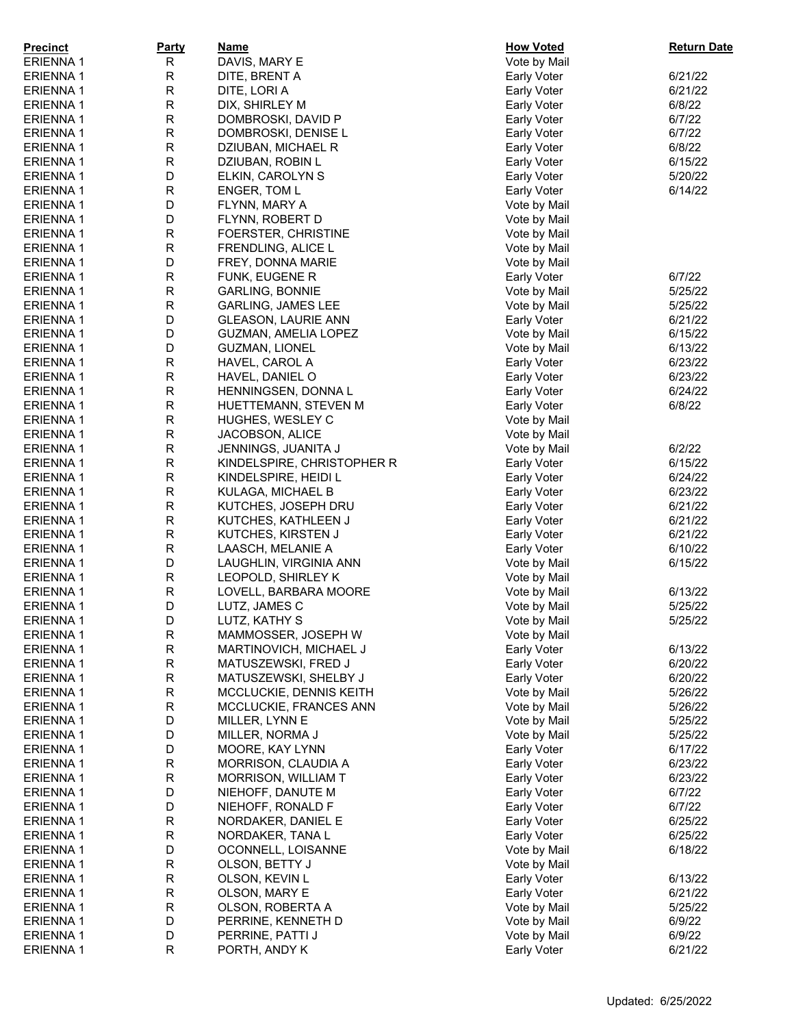| Precinct | Party | Name | How Voted | Return Date |
| --- | --- | --- | --- | --- |
| ERIENNA 1 | R | DAVIS, MARY E | Vote by Mail | |
| ERIENNA 1 | R | DITE, BRENT A | Early Voter | 6/21/22 |
| ERIENNA 1 | R | DITE, LORI A | Early Voter | 6/21/22 |
| ERIENNA 1 | R | DIX, SHIRLEY M | Early Voter | 6/8/22 |
| ERIENNA 1 | R | DOMBROSKI, DAVID P | Early Voter | 6/7/22 |
| ERIENNA 1 | R | DOMBROSKI, DENISE L | Early Voter | 6/7/22 |
| ERIENNA 1 | R | DZIUBAN, MICHAEL R | Early Voter | 6/8/22 |
| ERIENNA 1 | R | DZIUBAN, ROBIN L | Early Voter | 6/15/22 |
| ERIENNA 1 | D | ELKIN, CAROLYN S | Early Voter | 5/20/22 |
| ERIENNA 1 | R | ENGER, TOM L | Early Voter | 6/14/22 |
| ERIENNA 1 | D | FLYNN, MARY A | Vote by Mail | |
| ERIENNA 1 | D | FLYNN, ROBERT D | Vote by Mail | |
| ERIENNA 1 | R | FOERSTER, CHRISTINE | Vote by Mail | |
| ERIENNA 1 | R | FRENDLING, ALICE L | Vote by Mail | |
| ERIENNA 1 | D | FREY, DONNA MARIE | Vote by Mail | |
| ERIENNA 1 | R | FUNK, EUGENE R | Early Voter | 6/7/22 |
| ERIENNA 1 | R | GARLING, BONNIE | Vote by Mail | 5/25/22 |
| ERIENNA 1 | R | GARLING, JAMES LEE | Vote by Mail | 5/25/22 |
| ERIENNA 1 | D | GLEASON, LAURIE ANN | Early Voter | 6/21/22 |
| ERIENNA 1 | D | GUZMAN, AMELIA LOPEZ | Vote by Mail | 6/15/22 |
| ERIENNA 1 | D | GUZMAN, LIONEL | Vote by Mail | 6/13/22 |
| ERIENNA 1 | R | HAVEL, CAROL A | Early Voter | 6/23/22 |
| ERIENNA 1 | R | HAVEL, DANIEL O | Early Voter | 6/23/22 |
| ERIENNA 1 | R | HENNINGSEN, DONNA L | Early Voter | 6/24/22 |
| ERIENNA 1 | R | HUETTEMANN, STEVEN M | Early Voter | 6/8/22 |
| ERIENNA 1 | R | HUGHES, WESLEY C | Vote by Mail | |
| ERIENNA 1 | R | JACOBSON, ALICE | Vote by Mail | |
| ERIENNA 1 | R | JENNINGS, JUANITA J | Vote by Mail | 6/2/22 |
| ERIENNA 1 | R | KINDELSPIRE, CHRISTOPHER R | Early Voter | 6/15/22 |
| ERIENNA 1 | R | KINDELSPIRE, HEIDI L | Early Voter | 6/24/22 |
| ERIENNA 1 | R | KULAGA, MICHAEL B | Early Voter | 6/23/22 |
| ERIENNA 1 | R | KUTCHES, JOSEPH DRU | Early Voter | 6/21/22 |
| ERIENNA 1 | R | KUTCHES, KATHLEEN J | Early Voter | 6/21/22 |
| ERIENNA 1 | R | KUTCHES, KIRSTEN J | Early Voter | 6/21/22 |
| ERIENNA 1 | R | LAASCH, MELANIE A | Early Voter | 6/10/22 |
| ERIENNA 1 | D | LAUGHLIN, VIRGINIA ANN | Vote by Mail | 6/15/22 |
| ERIENNA 1 | R | LEOPOLD, SHIRLEY K | Vote by Mail | |
| ERIENNA 1 | R | LOVELL, BARBARA MOORE | Vote by Mail | 6/13/22 |
| ERIENNA 1 | D | LUTZ, JAMES C | Vote by Mail | 5/25/22 |
| ERIENNA 1 | D | LUTZ, KATHY S | Vote by Mail | 5/25/22 |
| ERIENNA 1 | R | MAMMOSSER, JOSEPH W | Vote by Mail | |
| ERIENNA 1 | R | MARTINOVICH, MICHAEL J | Early Voter | 6/13/22 |
| ERIENNA 1 | R | MATUSZEWSKI, FRED J | Early Voter | 6/20/22 |
| ERIENNA 1 | R | MATUSZEWSKI, SHELBY J | Early Voter | 6/20/22 |
| ERIENNA 1 | R | MCCLUCKIE, DENNIS KEITH | Vote by Mail | 5/26/22 |
| ERIENNA 1 | R | MCCLUCKIE, FRANCES ANN | Vote by Mail | 5/26/22 |
| ERIENNA 1 | D | MILLER, LYNN E | Vote by Mail | 5/25/22 |
| ERIENNA 1 | D | MILLER, NORMA J | Vote by Mail | 5/25/22 |
| ERIENNA 1 | D | MOORE, KAY LYNN | Early Voter | 6/17/22 |
| ERIENNA 1 | R | MORRISON, CLAUDIA A | Early Voter | 6/23/22 |
| ERIENNA 1 | R | MORRISON, WILLIAM T | Early Voter | 6/23/22 |
| ERIENNA 1 | D | NIEHOFF, DANUTE M | Early Voter | 6/7/22 |
| ERIENNA 1 | D | NIEHOFF, RONALD F | Early Voter | 6/7/22 |
| ERIENNA 1 | R | NORDAKER, DANIEL E | Early Voter | 6/25/22 |
| ERIENNA 1 | R | NORDAKER, TANA L | Early Voter | 6/25/22 |
| ERIENNA 1 | D | OCONNELL, LOISANNE | Vote by Mail | 6/18/22 |
| ERIENNA 1 | R | OLSON, BETTY J | Vote by Mail | |
| ERIENNA 1 | R | OLSON, KEVIN L | Early Voter | 6/13/22 |
| ERIENNA 1 | R | OLSON, MARY E | Early Voter | 6/21/22 |
| ERIENNA 1 | R | OLSON, ROBERTA A | Vote by Mail | 5/25/22 |
| ERIENNA 1 | D | PERRINE, KENNETH D | Vote by Mail | 6/9/22 |
| ERIENNA 1 | D | PERRINE, PATTI J | Vote by Mail | 6/9/22 |
| ERIENNA 1 | R | PORTH, ANDY K | Early Voter | 6/21/22 |

Updated: 6/25/2022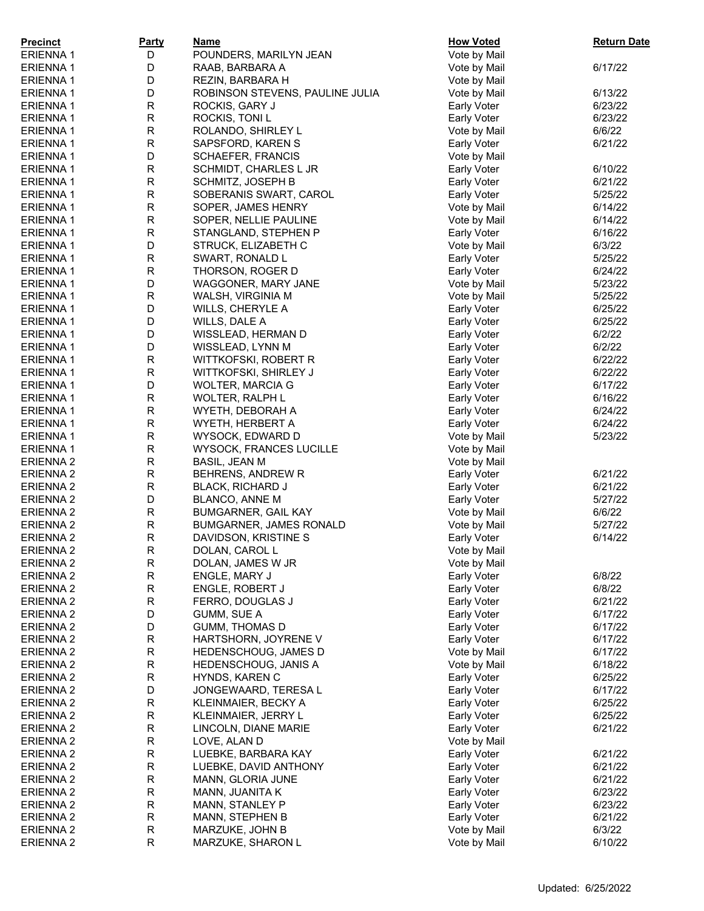| Precinct | Party | Name | How Voted | Return Date |
|---|---|---|---|---|
| ERIENNA 1 | D | POUNDERS, MARILYN JEAN | Vote by Mail | |
| ERIENNA 1 | D | RAAB, BARBARA A | Vote by Mail | 6/17/22 |
| ERIENNA 1 | D | REZIN, BARBARA H | Vote by Mail | |
| ERIENNA 1 | D | ROBINSON STEVENS, PAULINE JULIA | Vote by Mail | 6/13/22 |
| ERIENNA 1 | R | ROCKIS, GARY J | Early Voter | 6/23/22 |
| ERIENNA 1 | R | ROCKIS, TONI L | Early Voter | 6/23/22 |
| ERIENNA 1 | R | ROLANDO, SHIRLEY L | Vote by Mail | 6/6/22 |
| ERIENNA 1 | R | SAPSFORD, KAREN S | Early Voter | 6/21/22 |
| ERIENNA 1 | D | SCHAEFER, FRANCIS | Vote by Mail | |
| ERIENNA 1 | R | SCHMIDT, CHARLES L JR | Early Voter | 6/10/22 |
| ERIENNA 1 | R | SCHMITZ, JOSEPH B | Early Voter | 6/21/22 |
| ERIENNA 1 | R | SOBERANIS SWART, CAROL | Early Voter | 5/25/22 |
| ERIENNA 1 | R | SOPER, JAMES HENRY | Vote by Mail | 6/14/22 |
| ERIENNA 1 | R | SOPER, NELLIE PAULINE | Vote by Mail | 6/14/22 |
| ERIENNA 1 | R | STANGLAND, STEPHEN P | Early Voter | 6/16/22 |
| ERIENNA 1 | D | STRUCK, ELIZABETH C | Vote by Mail | 6/3/22 |
| ERIENNA 1 | R | SWART, RONALD L | Early Voter | 5/25/22 |
| ERIENNA 1 | R | THORSON, ROGER D | Early Voter | 6/24/22 |
| ERIENNA 1 | D | WAGGONER, MARY JANE | Vote by Mail | 5/23/22 |
| ERIENNA 1 | R | WALSH, VIRGINIA M | Vote by Mail | 5/25/22 |
| ERIENNA 1 | D | WILLS, CHERYLE A | Early Voter | 6/25/22 |
| ERIENNA 1 | D | WILLS, DALE A | Early Voter | 6/25/22 |
| ERIENNA 1 | D | WISSLEAD, HERMAN D | Early Voter | 6/2/22 |
| ERIENNA 1 | D | WISSLEAD, LYNN M | Early Voter | 6/2/22 |
| ERIENNA 1 | R | WITTKOFSKI, ROBERT R | Early Voter | 6/22/22 |
| ERIENNA 1 | R | WITTKOFSKI, SHIRLEY J | Early Voter | 6/22/22 |
| ERIENNA 1 | D | WOLTER, MARCIA G | Early Voter | 6/17/22 |
| ERIENNA 1 | R | WOLTER, RALPH L | Early Voter | 6/16/22 |
| ERIENNA 1 | R | WYETH, DEBORAH A | Early Voter | 6/24/22 |
| ERIENNA 1 | R | WYETH, HERBERT A | Early Voter | 6/24/22 |
| ERIENNA 1 | R | WYSOCK, EDWARD D | Vote by Mail | 5/23/22 |
| ERIENNA 1 | R | WYSOCK, FRANCES LUCILLE | Vote by Mail | |
| ERIENNA 2 | R | BASIL, JEAN M | Vote by Mail | |
| ERIENNA 2 | R | BEHRENS, ANDREW R | Early Voter | 6/21/22 |
| ERIENNA 2 | R | BLACK, RICHARD J | Early Voter | 6/21/22 |
| ERIENNA 2 | D | BLANCO, ANNE M | Early Voter | 5/27/22 |
| ERIENNA 2 | R | BUMGARNER, GAIL KAY | Vote by Mail | 6/6/22 |
| ERIENNA 2 | R | BUMGARNER, JAMES RONALD | Vote by Mail | 5/27/22 |
| ERIENNA 2 | R | DAVIDSON, KRISTINE S | Early Voter | 6/14/22 |
| ERIENNA 2 | R | DOLAN, CAROL L | Vote by Mail | |
| ERIENNA 2 | R | DOLAN, JAMES W JR | Vote by Mail | |
| ERIENNA 2 | R | ENGLE, MARY J | Early Voter | 6/8/22 |
| ERIENNA 2 | R | ENGLE, ROBERT J | Early Voter | 6/8/22 |
| ERIENNA 2 | R | FERRO, DOUGLAS J | Early Voter | 6/21/22 |
| ERIENNA 2 | D | GUMM, SUE A | Early Voter | 6/17/22 |
| ERIENNA 2 | D | GUMM, THOMAS D | Early Voter | 6/17/22 |
| ERIENNA 2 | R | HARTSHORN, JOYRENE V | Early Voter | 6/17/22 |
| ERIENNA 2 | R | HEDENSCHOUG, JAMES D | Vote by Mail | 6/17/22 |
| ERIENNA 2 | R | HEDENSCHOUG, JANIS A | Vote by Mail | 6/18/22 |
| ERIENNA 2 | R | HYNDS, KAREN C | Early Voter | 6/25/22 |
| ERIENNA 2 | D | JONGEWAARD, TERESA L | Early Voter | 6/17/22 |
| ERIENNA 2 | R | KLEINMAIER, BECKY A | Early Voter | 6/25/22 |
| ERIENNA 2 | R | KLEINMAIER, JERRY L | Early Voter | 6/25/22 |
| ERIENNA 2 | R | LINCOLN, DIANE MARIE | Early Voter | 6/21/22 |
| ERIENNA 2 | R | LOVE, ALAN D | Vote by Mail | |
| ERIENNA 2 | R | LUEBKE, BARBARA KAY | Early Voter | 6/21/22 |
| ERIENNA 2 | R | LUEBKE, DAVID ANTHONY | Early Voter | 6/21/22 |
| ERIENNA 2 | R | MANN, GLORIA JUNE | Early Voter | 6/21/22 |
| ERIENNA 2 | R | MANN, JUANITA K | Early Voter | 6/23/22 |
| ERIENNA 2 | R | MANN, STANLEY P | Early Voter | 6/23/22 |
| ERIENNA 2 | R | MANN, STEPHEN B | Early Voter | 6/21/22 |
| ERIENNA 2 | R | MARZUKE, JOHN B | Vote by Mail | 6/3/22 |
| ERIENNA 2 | R | MARZUKE, SHARON L | Vote by Mail | 6/10/22 |

Updated: 6/25/2022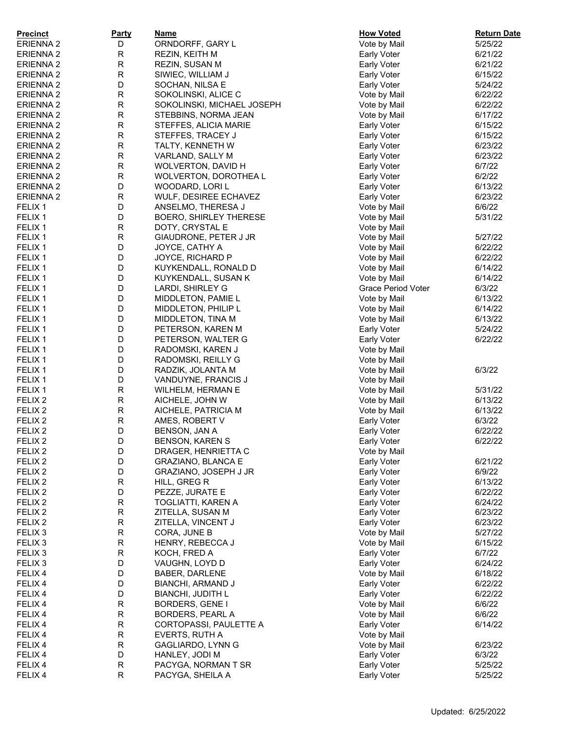| Precinct | Party | Name | How Voted | Return Date |
|---|---|---|---|---|
| ERIENNA 2 | D | ORNDORFF, GARY L | Vote by Mail | 5/25/22 |
| ERIENNA 2 | R | REZIN, KEITH M | Early Voter | 6/21/22 |
| ERIENNA 2 | R | REZIN, SUSAN M | Early Voter | 6/21/22 |
| ERIENNA 2 | R | SIWIEC, WILLIAM J | Early Voter | 6/15/22 |
| ERIENNA 2 | D | SOCHAN, NILSA E | Early Voter | 5/24/22 |
| ERIENNA 2 | R | SOKOLINSKI, ALICE C | Vote by Mail | 6/22/22 |
| ERIENNA 2 | R | SOKOLINSKI, MICHAEL JOSEPH | Vote by Mail | 6/22/22 |
| ERIENNA 2 | R | STEBBINS, NORMA JEAN | Vote by Mail | 6/17/22 |
| ERIENNA 2 | R | STEFFES, ALICIA MARIE | Early Voter | 6/15/22 |
| ERIENNA 2 | R | STEFFES, TRACEY J | Early Voter | 6/15/22 |
| ERIENNA 2 | R | TALTY, KENNETH W | Early Voter | 6/23/22 |
| ERIENNA 2 | R | VARLAND, SALLY M | Early Voter | 6/23/22 |
| ERIENNA 2 | R | WOLVERTON, DAVID H | Early Voter | 6/7/22 |
| ERIENNA 2 | R | WOLVERTON, DOROTHEA L | Early Voter | 6/2/22 |
| ERIENNA 2 | D | WOODARD, LORI L | Early Voter | 6/13/22 |
| ERIENNA 2 | R | WULF, DESIREE ECHAVEZ | Early Voter | 6/23/22 |
| FELIX 1 | D | ANSELMO, THERESA J | Vote by Mail | 6/6/22 |
| FELIX 1 | D | BOERO, SHIRLEY THERESE | Vote by Mail | 5/31/22 |
| FELIX 1 | R | DOTY, CRYSTAL E | Vote by Mail | |
| FELIX 1 | R | GIAUDRONE, PETER J JR | Vote by Mail | 5/27/22 |
| FELIX 1 | D | JOYCE, CATHY A | Vote by Mail | 6/22/22 |
| FELIX 1 | D | JOYCE, RICHARD P | Vote by Mail | 6/22/22 |
| FELIX 1 | D | KUYKENDALL, RONALD D | Vote by Mail | 6/14/22 |
| FELIX 1 | D | KUYKENDALL, SUSAN K | Vote by Mail | 6/14/22 |
| FELIX 1 | D | LARDI, SHIRLEY G | Grace Period Voter | 6/3/22 |
| FELIX 1 | D | MIDDLETON, PAMIE L | Vote by Mail | 6/13/22 |
| FELIX 1 | D | MIDDLETON, PHILIP L | Vote by Mail | 6/14/22 |
| FELIX 1 | D | MIDDLETON, TINA M | Vote by Mail | 6/13/22 |
| FELIX 1 | D | PETERSON, KAREN M | Early Voter | 5/24/22 |
| FELIX 1 | D | PETERSON, WALTER G | Early Voter | 6/22/22 |
| FELIX 1 | D | RADOMSKI, KAREN J | Vote by Mail | |
| FELIX 1 | D | RADOMSKI, REILLY G | Vote by Mail | |
| FELIX 1 | D | RADZIK, JOLANTA M | Vote by Mail | 6/3/22 |
| FELIX 1 | D | VANDUYNE, FRANCIS J | Vote by Mail | |
| FELIX 1 | R | WILHELM, HERMAN E | Vote by Mail | 5/31/22 |
| FELIX 2 | R | AICHELE, JOHN W | Vote by Mail | 6/13/22 |
| FELIX 2 | R | AICHELE, PATRICIA M | Vote by Mail | 6/13/22 |
| FELIX 2 | R | AMES, ROBERT V | Early Voter | 6/3/22 |
| FELIX 2 | D | BENSON, JAN A | Early Voter | 6/22/22 |
| FELIX 2 | D | BENSON, KAREN S | Early Voter | 6/22/22 |
| FELIX 2 | D | DRAGER, HENRIETTA C | Vote by Mail | |
| FELIX 2 | D | GRAZIANO, BLANCA E | Early Voter | 6/21/22 |
| FELIX 2 | D | GRAZIANO, JOSEPH J JR | Early Voter | 6/9/22 |
| FELIX 2 | R | HILL, GREG R | Early Voter | 6/13/22 |
| FELIX 2 | D | PEZZE, JURATE E | Early Voter | 6/22/22 |
| FELIX 2 | R | TOGLIATTI, KAREN A | Early Voter | 6/24/22 |
| FELIX 2 | R | ZITELLA, SUSAN M | Early Voter | 6/23/22 |
| FELIX 2 | R | ZITELLA, VINCENT J | Early Voter | 6/23/22 |
| FELIX 3 | R | CORA, JUNE B | Vote by Mail | 5/27/22 |
| FELIX 3 | R | HENRY, REBECCA J | Vote by Mail | 6/15/22 |
| FELIX 3 | R | KOCH, FRED A | Early Voter | 6/7/22 |
| FELIX 3 | D | VAUGHN, LOYD D | Early Voter | 6/24/22 |
| FELIX 4 | D | BABER, DARLENE | Vote by Mail | 6/18/22 |
| FELIX 4 | D | BIANCHI, ARMAND J | Early Voter | 6/22/22 |
| FELIX 4 | D | BIANCHI, JUDITH L | Early Voter | 6/22/22 |
| FELIX 4 | R | BORDERS, GENE I | Vote by Mail | 6/6/22 |
| FELIX 4 | R | BORDERS, PEARL A | Vote by Mail | 6/6/22 |
| FELIX 4 | R | CORTOPASSI, PAULETTE A | Early Voter | 6/14/22 |
| FELIX 4 | R | EVERTS, RUTH A | Vote by Mail | |
| FELIX 4 | R | GAGLIARDO, LYNN G | Vote by Mail | 6/23/22 |
| FELIX 4 | D | HANLEY, JODI M | Early Voter | 6/3/22 |
| FELIX 4 | R | PACYGA, NORMAN T SR | Early Voter | 5/25/22 |
| FELIX 4 | R | PACYGA, SHEILA A | Early Voter | 5/25/22 |

Updated: 6/25/2022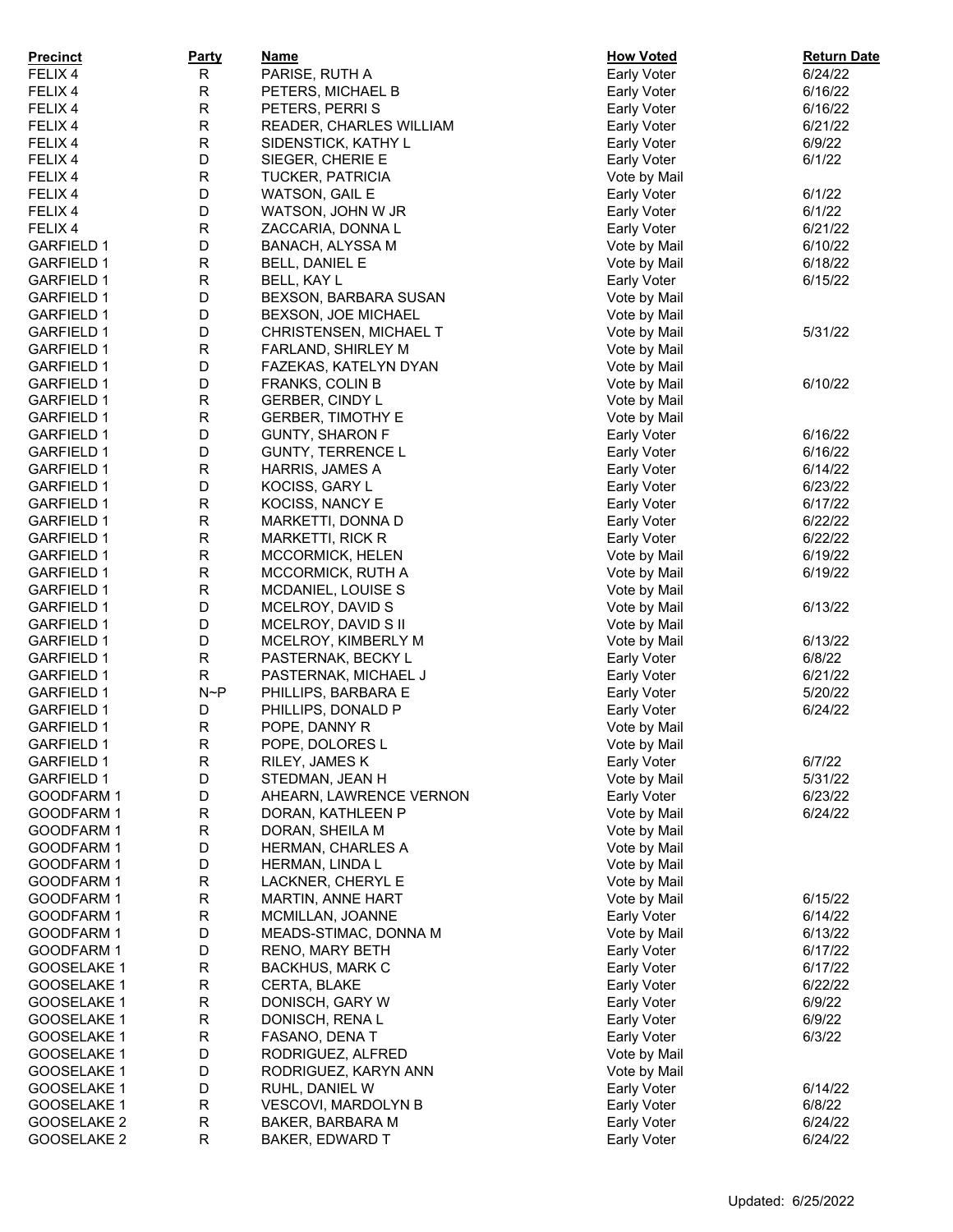| Precinct | Party | Name | How Voted | Return Date |
|---|---|---|---|---|
| FELIX 4 | R | PARISE, RUTH A | Early Voter | 6/24/22 |
| FELIX 4 | R | PETERS, MICHAEL B | Early Voter | 6/16/22 |
| FELIX 4 | R | PETERS, PERRI S | Early Voter | 6/16/22 |
| FELIX 4 | R | READER, CHARLES WILLIAM | Early Voter | 6/21/22 |
| FELIX 4 | R | SIDENSTICK, KATHY L | Early Voter | 6/9/22 |
| FELIX 4 | D | SIEGER, CHERIE E | Early Voter | 6/1/22 |
| FELIX 4 | R | TUCKER, PATRICIA | Vote by Mail | |
| FELIX 4 | D | WATSON, GAIL E | Early Voter | 6/1/22 |
| FELIX 4 | D | WATSON, JOHN W JR | Early Voter | 6/1/22 |
| FELIX 4 | R | ZACCARIA, DONNA L | Early Voter | 6/21/22 |
| GARFIELD 1 | D | BANACH, ALYSSA M | Vote by Mail | 6/10/22 |
| GARFIELD 1 | R | BELL, DANIEL E | Vote by Mail | 6/18/22 |
| GARFIELD 1 | R | BELL, KAY L | Early Voter | 6/15/22 |
| GARFIELD 1 | D | BEXSON, BARBARA SUSAN | Vote by Mail | |
| GARFIELD 1 | D | BEXSON, JOE MICHAEL | Vote by Mail | |
| GARFIELD 1 | D | CHRISTENSEN, MICHAEL T | Vote by Mail | 5/31/22 |
| GARFIELD 1 | R | FARLAND, SHIRLEY M | Vote by Mail | |
| GARFIELD 1 | D | FAZEKAS, KATELYN DYAN | Vote by Mail | |
| GARFIELD 1 | D | FRANKS, COLIN B | Vote by Mail | 6/10/22 |
| GARFIELD 1 | R | GERBER, CINDY L | Vote by Mail | |
| GARFIELD 1 | R | GERBER, TIMOTHY E | Vote by Mail | |
| GARFIELD 1 | D | GUNTY, SHARON F | Early Voter | 6/16/22 |
| GARFIELD 1 | D | GUNTY, TERRENCE L | Early Voter | 6/16/22 |
| GARFIELD 1 | R | HARRIS, JAMES A | Early Voter | 6/14/22 |
| GARFIELD 1 | D | KOCISS, GARY L | Early Voter | 6/23/22 |
| GARFIELD 1 | R | KOCISS, NANCY E | Early Voter | 6/17/22 |
| GARFIELD 1 | R | MARKETTI, DONNA D | Early Voter | 6/22/22 |
| GARFIELD 1 | R | MARKETTI, RICK R | Early Voter | 6/22/22 |
| GARFIELD 1 | R | MCCORMICK, HELEN | Vote by Mail | 6/19/22 |
| GARFIELD 1 | R | MCCORMICK, RUTH A | Vote by Mail | 6/19/22 |
| GARFIELD 1 | R | MCDANIEL, LOUISE S | Vote by Mail | |
| GARFIELD 1 | D | MCELROY, DAVID S | Vote by Mail | 6/13/22 |
| GARFIELD 1 | D | MCELROY, DAVID S II | Vote by Mail | |
| GARFIELD 1 | D | MCELROY, KIMBERLY M | Vote by Mail | 6/13/22 |
| GARFIELD 1 | R | PASTERNAK, BECKY L | Early Voter | 6/8/22 |
| GARFIELD 1 | R | PASTERNAK, MICHAEL J | Early Voter | 6/21/22 |
| GARFIELD 1 | N~P | PHILLIPS, BARBARA E | Early Voter | 5/20/22 |
| GARFIELD 1 | D | PHILLIPS, DONALD P | Early Voter | 6/24/22 |
| GARFIELD 1 | R | POPE, DANNY R | Vote by Mail | |
| GARFIELD 1 | R | POPE, DOLORES L | Vote by Mail | |
| GARFIELD 1 | R | RILEY, JAMES K | Early Voter | 6/7/22 |
| GARFIELD 1 | D | STEDMAN, JEAN H | Vote by Mail | 5/31/22 |
| GOODFARM 1 | D | AHEARN, LAWRENCE VERNON | Early Voter | 6/23/22 |
| GOODFARM 1 | R | DORAN, KATHLEEN P | Vote by Mail | 6/24/22 |
| GOODFARM 1 | R | DORAN, SHEILA M | Vote by Mail | |
| GOODFARM 1 | D | HERMAN, CHARLES A | Vote by Mail | |
| GOODFARM 1 | D | HERMAN, LINDA L | Vote by Mail | |
| GOODFARM 1 | R | LACKNER, CHERYL E | Vote by Mail | |
| GOODFARM 1 | R | MARTIN, ANNE HART | Vote by Mail | 6/15/22 |
| GOODFARM 1 | R | MCMILLAN, JOANNE | Early Voter | 6/14/22 |
| GOODFARM 1 | D | MEADS-STIMAC, DONNA M | Vote by Mail | 6/13/22 |
| GOODFARM 1 | D | RENO, MARY BETH | Early Voter | 6/17/22 |
| GOOSELAKE 1 | R | BACKHUS, MARK C | Early Voter | 6/17/22 |
| GOOSELAKE 1 | R | CERTA, BLAKE | Early Voter | 6/22/22 |
| GOOSELAKE 1 | R | DONISCH, GARY W | Early Voter | 6/9/22 |
| GOOSELAKE 1 | R | DONISCH, RENA L | Early Voter | 6/9/22 |
| GOOSELAKE 1 | R | FASANO, DENA T | Early Voter | 6/3/22 |
| GOOSELAKE 1 | D | RODRIGUEZ, ALFRED | Vote by Mail | |
| GOOSELAKE 1 | D | RODRIGUEZ, KARYN ANN | Vote by Mail | |
| GOOSELAKE 1 | D | RUHL, DANIEL W | Early Voter | 6/14/22 |
| GOOSELAKE 1 | R | VESCOVI, MARDOLYN B | Early Voter | 6/8/22 |
| GOOSELAKE 2 | R | BAKER, BARBARA M | Early Voter | 6/24/22 |
| GOOSELAKE 2 | R | BAKER, EDWARD T | Early Voter | 6/24/22 |

Updated: 6/25/2022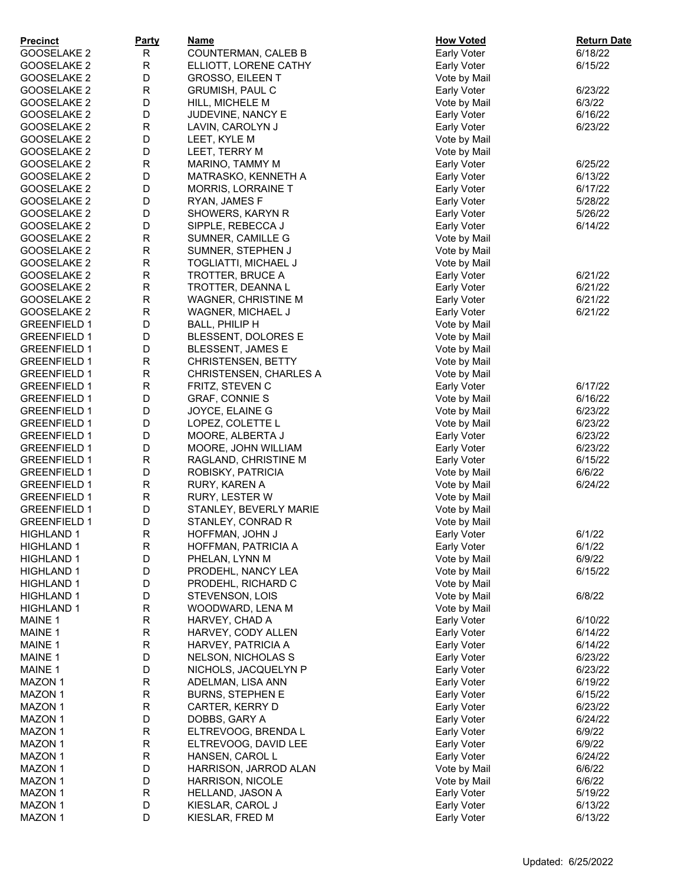| Precinct | Party | Name | How Voted | Return Date |
| --- | --- | --- | --- | --- |
| GOOSELAKE 2 | R | COUNTERMAN, CALEB B | Early Voter | 6/18/22 |
| GOOSELAKE 2 | R | ELLIOTT, LORENE CATHY | Early Voter | 6/15/22 |
| GOOSELAKE 2 | D | GROSSO, EILEEN T | Vote by Mail | |
| GOOSELAKE 2 | R | GRUMISH, PAUL C | Early Voter | 6/23/22 |
| GOOSELAKE 2 | D | HILL, MICHELE M | Vote by Mail | 6/3/22 |
| GOOSELAKE 2 | D | JUDEVINE, NANCY E | Early Voter | 6/16/22 |
| GOOSELAKE 2 | R | LAVIN, CAROLYN J | Early Voter | 6/23/22 |
| GOOSELAKE 2 | D | LEET, KYLE M | Vote by Mail | |
| GOOSELAKE 2 | D | LEET, TERRY M | Vote by Mail | |
| GOOSELAKE 2 | R | MARINO, TAMMY M | Early Voter | 6/25/22 |
| GOOSELAKE 2 | D | MATRASKO, KENNETH A | Early Voter | 6/13/22 |
| GOOSELAKE 2 | D | MORRIS, LORRAINE T | Early Voter | 6/17/22 |
| GOOSELAKE 2 | D | RYAN, JAMES F | Early Voter | 5/28/22 |
| GOOSELAKE 2 | D | SHOWERS, KARYN R | Early Voter | 5/26/22 |
| GOOSELAKE 2 | D | SIPPLE, REBECCA J | Early Voter | 6/14/22 |
| GOOSELAKE 2 | R | SUMNER, CAMILLE G | Vote by Mail | |
| GOOSELAKE 2 | R | SUMNER, STEPHEN J | Vote by Mail | |
| GOOSELAKE 2 | R | TOGLIATTI, MICHAEL J | Vote by Mail | |
| GOOSELAKE 2 | R | TROTTER, BRUCE A | Early Voter | 6/21/22 |
| GOOSELAKE 2 | R | TROTTER, DEANNA L | Early Voter | 6/21/22 |
| GOOSELAKE 2 | R | WAGNER, CHRISTINE M | Early Voter | 6/21/22 |
| GOOSELAKE 2 | R | WAGNER, MICHAEL J | Early Voter | 6/21/22 |
| GREENFIELD 1 | D | BALL, PHILIP H | Vote by Mail | |
| GREENFIELD 1 | D | BLESSENT, DOLORES E | Vote by Mail | |
| GREENFIELD 1 | D | BLESSENT, JAMES E | Vote by Mail | |
| GREENFIELD 1 | R | CHRISTENSEN, BETTY | Vote by Mail | |
| GREENFIELD 1 | R | CHRISTENSEN, CHARLES A | Vote by Mail | |
| GREENFIELD 1 | R | FRITZ, STEVEN C | Early Voter | 6/17/22 |
| GREENFIELD 1 | D | GRAF, CONNIE S | Vote by Mail | 6/16/22 |
| GREENFIELD 1 | D | JOYCE, ELAINE G | Vote by Mail | 6/23/22 |
| GREENFIELD 1 | D | LOPEZ, COLETTE L | Vote by Mail | 6/23/22 |
| GREENFIELD 1 | D | MOORE, ALBERTA J | Early Voter | 6/23/22 |
| GREENFIELD 1 | D | MOORE, JOHN WILLIAM | Early Voter | 6/23/22 |
| GREENFIELD 1 | R | RAGLAND, CHRISTINE M | Early Voter | 6/15/22 |
| GREENFIELD 1 | D | ROBISKY, PATRICIA | Vote by Mail | 6/6/22 |
| GREENFIELD 1 | R | RURY, KAREN A | Vote by Mail | 6/24/22 |
| GREENFIELD 1 | R | RURY, LESTER W | Vote by Mail | |
| GREENFIELD 1 | D | STANLEY, BEVERLY MARIE | Vote by Mail | |
| GREENFIELD 1 | D | STANLEY, CONRAD R | Vote by Mail | |
| HIGHLAND 1 | R | HOFFMAN, JOHN J | Early Voter | 6/1/22 |
| HIGHLAND 1 | R | HOFFMAN, PATRICIA A | Early Voter | 6/1/22 |
| HIGHLAND 1 | D | PHELAN, LYNN M | Vote by Mail | 6/9/22 |
| HIGHLAND 1 | D | PRODEHL, NANCY LEA | Vote by Mail | 6/15/22 |
| HIGHLAND 1 | D | PRODEHL, RICHARD C | Vote by Mail | |
| HIGHLAND 1 | D | STEVENSON, LOIS | Vote by Mail | 6/8/22 |
| HIGHLAND 1 | R | WOODWARD, LENA M | Vote by Mail | |
| MAINE 1 | R | HARVEY, CHAD A | Early Voter | 6/10/22 |
| MAINE 1 | R | HARVEY, CODY ALLEN | Early Voter | 6/14/22 |
| MAINE 1 | R | HARVEY, PATRICIA A | Early Voter | 6/14/22 |
| MAINE 1 | D | NELSON, NICHOLAS S | Early Voter | 6/23/22 |
| MAINE 1 | D | NICHOLS, JACQUELYN P | Early Voter | 6/23/22 |
| MAZON 1 | R | ADELMAN, LISA ANN | Early Voter | 6/19/22 |
| MAZON 1 | R | BURNS, STEPHEN E | Early Voter | 6/15/22 |
| MAZON 1 | R | CARTER, KERRY D | Early Voter | 6/23/22 |
| MAZON 1 | D | DOBBS, GARY A | Early Voter | 6/24/22 |
| MAZON 1 | R | ELTREVOOG, BRENDA L | Early Voter | 6/9/22 |
| MAZON 1 | R | ELTREVOOG, DAVID LEE | Early Voter | 6/9/22 |
| MAZON 1 | R | HANSEN, CAROL L | Early Voter | 6/24/22 |
| MAZON 1 | D | HARRISON, JARROD ALAN | Vote by Mail | 6/6/22 |
| MAZON 1 | D | HARRISON, NICOLE | Vote by Mail | 6/6/22 |
| MAZON 1 | R | HELLAND, JASON A | Early Voter | 5/19/22 |
| MAZON 1 | D | KIESLAR, CAROL J | Early Voter | 6/13/22 |
| MAZON 1 | D | KIESLAR, FRED M | Early Voter | 6/13/22 |

Updated: 6/25/2022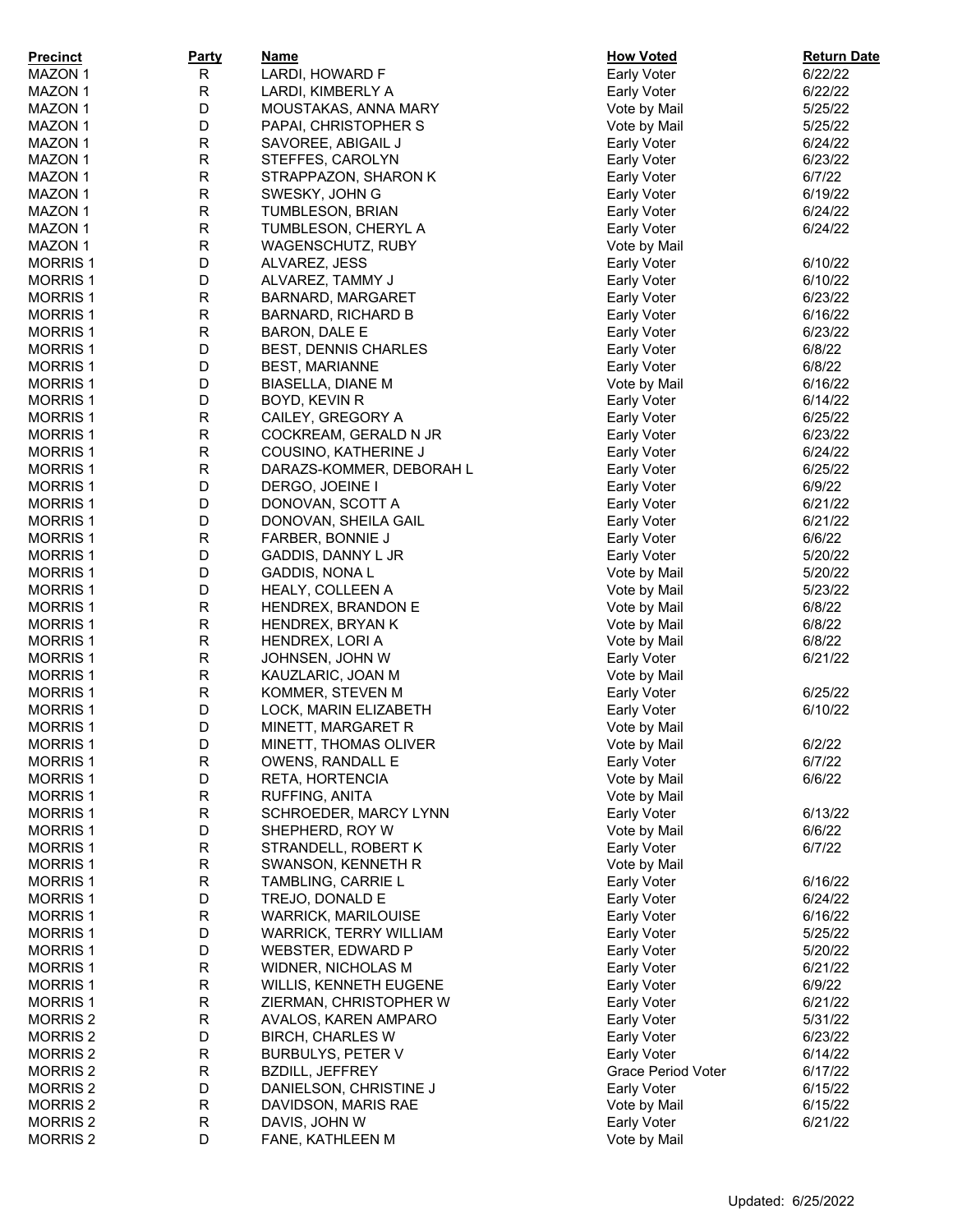| Precinct | Party | Name | How Voted | Return Date |
|---|---|---|---|---|
| MAZON 1 | R | LARDI, HOWARD F | Early Voter | 6/22/22 |
| MAZON 1 | R | LARDI, KIMBERLY A | Early Voter | 6/22/22 |
| MAZON 1 | D | MOUSTAKAS, ANNA MARY | Vote by Mail | 5/25/22 |
| MAZON 1 | D | PAPAI, CHRISTOPHER S | Vote by Mail | 5/25/22 |
| MAZON 1 | R | SAVOREE, ABIGAIL J | Early Voter | 6/24/22 |
| MAZON 1 | R | STEFFES, CAROLYN | Early Voter | 6/23/22 |
| MAZON 1 | R | STRAPPAZON, SHARON K | Early Voter | 6/7/22 |
| MAZON 1 | R | SWESKY, JOHN G | Early Voter | 6/19/22 |
| MAZON 1 | R | TUMBLESON, BRIAN | Early Voter | 6/24/22 |
| MAZON 1 | R | TUMBLESON, CHERYL A | Early Voter | 6/24/22 |
| MAZON 1 | R | WAGENSCHUTZ, RUBY | Vote by Mail | |
| MORRIS 1 | D | ALVAREZ, JESS | Early Voter | 6/10/22 |
| MORRIS 1 | D | ALVAREZ, TAMMY J | Early Voter | 6/10/22 |
| MORRIS 1 | R | BARNARD, MARGARET | Early Voter | 6/23/22 |
| MORRIS 1 | R | BARNARD, RICHARD B | Early Voter | 6/16/22 |
| MORRIS 1 | R | BARON, DALE E | Early Voter | 6/23/22 |
| MORRIS 1 | D | BEST, DENNIS CHARLES | Early Voter | 6/8/22 |
| MORRIS 1 | D | BEST, MARIANNE | Early Voter | 6/8/22 |
| MORRIS 1 | D | BIASELLA, DIANE M | Vote by Mail | 6/16/22 |
| MORRIS 1 | D | BOYD, KEVIN R | Early Voter | 6/14/22 |
| MORRIS 1 | R | CAILEY, GREGORY A | Early Voter | 6/25/22 |
| MORRIS 1 | R | COCKREAM, GERALD N JR | Early Voter | 6/23/22 |
| MORRIS 1 | R | COUSINO, KATHERINE J | Early Voter | 6/24/22 |
| MORRIS 1 | R | DARAZS-KOMMER, DEBORAH L | Early Voter | 6/25/22 |
| MORRIS 1 | D | DERGO, JOEINE I | Early Voter | 6/9/22 |
| MORRIS 1 | D | DONOVAN, SCOTT A | Early Voter | 6/21/22 |
| MORRIS 1 | D | DONOVAN, SHEILA GAIL | Early Voter | 6/21/22 |
| MORRIS 1 | R | FARBER, BONNIE J | Early Voter | 6/6/22 |
| MORRIS 1 | D | GADDIS, DANNY L JR | Early Voter | 5/20/22 |
| MORRIS 1 | D | GADDIS, NONA L | Vote by Mail | 5/20/22 |
| MORRIS 1 | D | HEALY, COLLEEN A | Vote by Mail | 5/23/22 |
| MORRIS 1 | R | HENDREX, BRANDON E | Vote by Mail | 6/8/22 |
| MORRIS 1 | R | HENDREX, BRYAN K | Vote by Mail | 6/8/22 |
| MORRIS 1 | R | HENDREX, LORI A | Vote by Mail | 6/8/22 |
| MORRIS 1 | R | JOHNSEN, JOHN W | Early Voter | 6/21/22 |
| MORRIS 1 | R | KAUZLARIC, JOAN M | Vote by Mail | |
| MORRIS 1 | R | KOMMER, STEVEN M | Early Voter | 6/25/22 |
| MORRIS 1 | D | LOCK, MARIN ELIZABETH | Early Voter | 6/10/22 |
| MORRIS 1 | D | MINETT, MARGARET R | Vote by Mail | |
| MORRIS 1 | D | MINETT, THOMAS OLIVER | Vote by Mail | 6/2/22 |
| MORRIS 1 | R | OWENS, RANDALL E | Early Voter | 6/7/22 |
| MORRIS 1 | D | RETA, HORTENCIA | Vote by Mail | 6/6/22 |
| MORRIS 1 | R | RUFFING, ANITA | Vote by Mail | |
| MORRIS 1 | R | SCHROEDER, MARCY LYNN | Early Voter | 6/13/22 |
| MORRIS 1 | D | SHEPHERD, ROY W | Vote by Mail | 6/6/22 |
| MORRIS 1 | R | STRANDELL, ROBERT K | Early Voter | 6/7/22 |
| MORRIS 1 | R | SWANSON, KENNETH R | Vote by Mail | |
| MORRIS 1 | R | TAMBLING, CARRIE L | Early Voter | 6/16/22 |
| MORRIS 1 | D | TREJO, DONALD E | Early Voter | 6/24/22 |
| MORRIS 1 | R | WARRICK, MARILOUISE | Early Voter | 6/16/22 |
| MORRIS 1 | D | WARRICK, TERRY WILLIAM | Early Voter | 5/25/22 |
| MORRIS 1 | D | WEBSTER, EDWARD P | Early Voter | 5/20/22 |
| MORRIS 1 | R | WIDNER, NICHOLAS M | Early Voter | 6/21/22 |
| MORRIS 1 | R | WILLIS, KENNETH EUGENE | Early Voter | 6/9/22 |
| MORRIS 1 | R | ZIERMAN, CHRISTOPHER W | Early Voter | 6/21/22 |
| MORRIS 2 | R | AVALOS, KAREN AMPARO | Early Voter | 5/31/22 |
| MORRIS 2 | D | BIRCH, CHARLES W | Early Voter | 6/23/22 |
| MORRIS 2 | R | BURBULYS, PETER V | Early Voter | 6/14/22 |
| MORRIS 2 | R | BZDILL, JEFFREY | Grace Period Voter | 6/17/22 |
| MORRIS 2 | D | DANIELSON, CHRISTINE J | Early Voter | 6/15/22 |
| MORRIS 2 | R | DAVIDSON, MARIS RAE | Vote by Mail | 6/15/22 |
| MORRIS 2 | R | DAVIS, JOHN W | Early Voter | 6/21/22 |
| MORRIS 2 | D | FANE, KATHLEEN M | Vote by Mail | |

Updated: 6/25/2022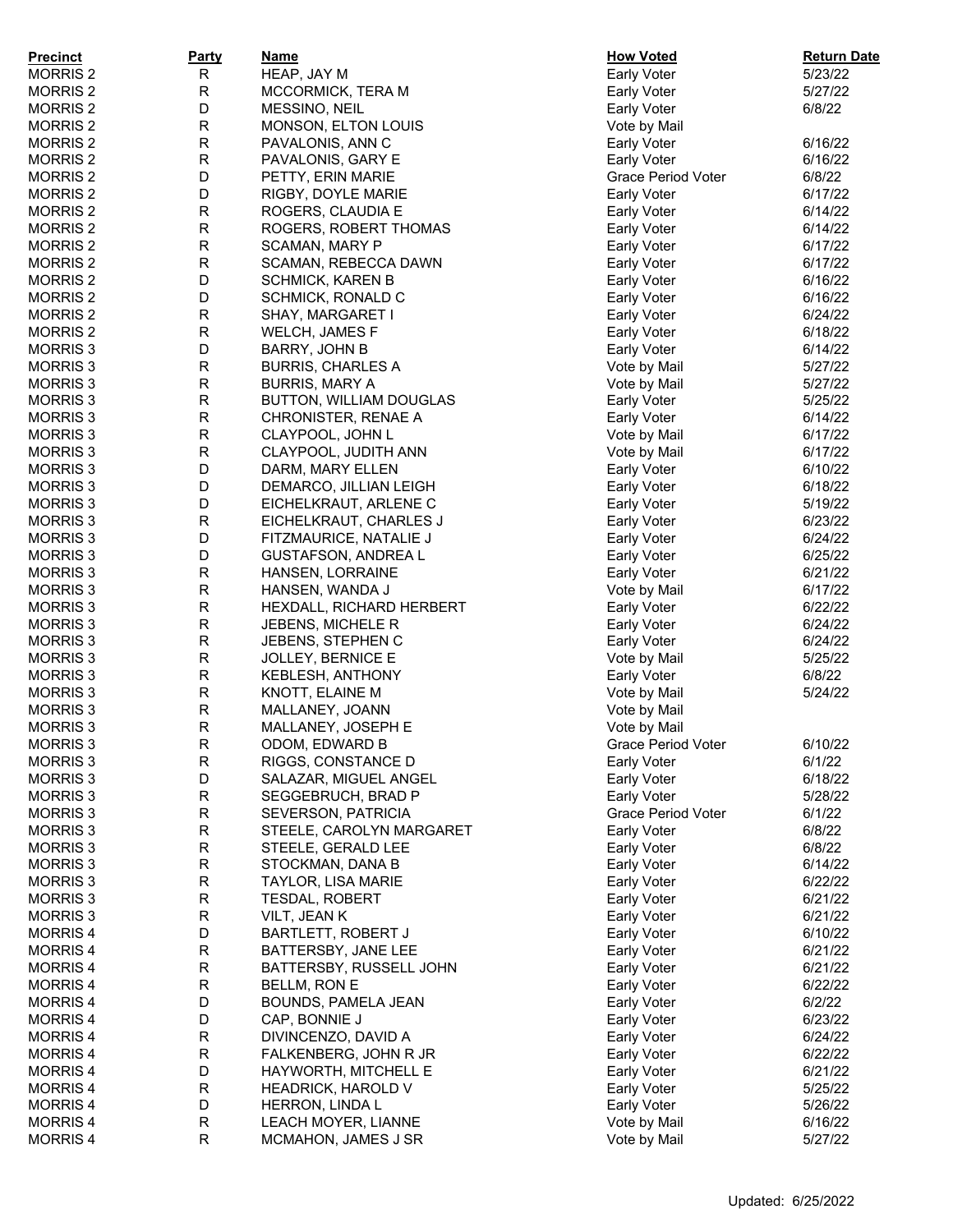| Precinct | Party | Name | How Voted | Return Date |
|---|---|---|---|---|
| MORRIS 2 | R | HEAP, JAY M | Early Voter | 5/23/22 |
| MORRIS 2 | R | MCCORMICK, TERA M | Early Voter | 5/27/22 |
| MORRIS 2 | D | MESSINO, NEIL | Early Voter | 6/8/22 |
| MORRIS 2 | R | MONSON, ELTON LOUIS | Vote by Mail | |
| MORRIS 2 | R | PAVALONIS, ANN C | Early Voter | 6/16/22 |
| MORRIS 2 | R | PAVALONIS, GARY E | Early Voter | 6/16/22 |
| MORRIS 2 | D | PETTY, ERIN MARIE | Grace Period Voter | 6/8/22 |
| MORRIS 2 | D | RIGBY, DOYLE MARIE | Early Voter | 6/17/22 |
| MORRIS 2 | R | ROGERS, CLAUDIA E | Early Voter | 6/14/22 |
| MORRIS 2 | R | ROGERS, ROBERT THOMAS | Early Voter | 6/14/22 |
| MORRIS 2 | R | SCAMAN, MARY P | Early Voter | 6/17/22 |
| MORRIS 2 | R | SCAMAN, REBECCA DAWN | Early Voter | 6/17/22 |
| MORRIS 2 | D | SCHMICK, KAREN B | Early Voter | 6/16/22 |
| MORRIS 2 | D | SCHMICK, RONALD C | Early Voter | 6/16/22 |
| MORRIS 2 | R | SHAY, MARGARET I | Early Voter | 6/24/22 |
| MORRIS 2 | R | WELCH, JAMES F | Early Voter | 6/18/22 |
| MORRIS 3 | D | BARRY, JOHN B | Early Voter | 6/14/22 |
| MORRIS 3 | R | BURRIS, CHARLES A | Vote by Mail | 5/27/22 |
| MORRIS 3 | R | BURRIS, MARY A | Vote by Mail | 5/27/22 |
| MORRIS 3 | R | BUTTON, WILLIAM DOUGLAS | Early Voter | 5/25/22 |
| MORRIS 3 | R | CHRONISTER, RENAE A | Early Voter | 6/14/22 |
| MORRIS 3 | R | CLAYPOOL, JOHN L | Vote by Mail | 6/17/22 |
| MORRIS 3 | R | CLAYPOOL, JUDITH ANN | Vote by Mail | 6/17/22 |
| MORRIS 3 | D | DARM, MARY ELLEN | Early Voter | 6/10/22 |
| MORRIS 3 | D | DEMARCO, JILLIAN LEIGH | Early Voter | 6/18/22 |
| MORRIS 3 | D | EICHELKRAUT, ARLENE C | Early Voter | 5/19/22 |
| MORRIS 3 | R | EICHELKRAUT, CHARLES J | Early Voter | 6/23/22 |
| MORRIS 3 | D | FITZMAURICE, NATALIE J | Early Voter | 6/24/22 |
| MORRIS 3 | D | GUSTAFSON, ANDREA L | Early Voter | 6/25/22 |
| MORRIS 3 | R | HANSEN, LORRAINE | Early Voter | 6/21/22 |
| MORRIS 3 | R | HANSEN, WANDA J | Vote by Mail | 6/17/22 |
| MORRIS 3 | R | HEXDALL, RICHARD HERBERT | Early Voter | 6/22/22 |
| MORRIS 3 | R | JEBENS, MICHELE R | Early Voter | 6/24/22 |
| MORRIS 3 | R | JEBENS, STEPHEN C | Early Voter | 6/24/22 |
| MORRIS 3 | R | JOLLEY, BERNICE E | Vote by Mail | 5/25/22 |
| MORRIS 3 | R | KEBLESH, ANTHONY | Early Voter | 6/8/22 |
| MORRIS 3 | R | KNOTT, ELAINE M | Vote by Mail | 5/24/22 |
| MORRIS 3 | R | MALLANEY, JOANN | Vote by Mail | |
| MORRIS 3 | R | MALLANEY, JOSEPH E | Vote by Mail | |
| MORRIS 3 | R | ODOM, EDWARD B | Grace Period Voter | 6/10/22 |
| MORRIS 3 | R | RIGGS, CONSTANCE D | Early Voter | 6/1/22 |
| MORRIS 3 | D | SALAZAR, MIGUEL ANGEL | Early Voter | 6/18/22 |
| MORRIS 3 | R | SEGGEBRUCH, BRAD P | Early Voter | 5/28/22 |
| MORRIS 3 | R | SEVERSON, PATRICIA | Grace Period Voter | 6/1/22 |
| MORRIS 3 | R | STEELE, CAROLYN MARGARET | Early Voter | 6/8/22 |
| MORRIS 3 | R | STEELE, GERALD LEE | Early Voter | 6/8/22 |
| MORRIS 3 | R | STOCKMAN, DANA B | Early Voter | 6/14/22 |
| MORRIS 3 | R | TAYLOR, LISA MARIE | Early Voter | 6/22/22 |
| MORRIS 3 | R | TESDAL, ROBERT | Early Voter | 6/21/22 |
| MORRIS 3 | R | VILT, JEAN K | Early Voter | 6/21/22 |
| MORRIS 4 | D | BARTLETT, ROBERT J | Early Voter | 6/10/22 |
| MORRIS 4 | R | BATTERSBY, JANE LEE | Early Voter | 6/21/22 |
| MORRIS 4 | R | BATTERSBY, RUSSELL JOHN | Early Voter | 6/21/22 |
| MORRIS 4 | R | BELLM, RON E | Early Voter | 6/22/22 |
| MORRIS 4 | D | BOUNDS, PAMELA JEAN | Early Voter | 6/2/22 |
| MORRIS 4 | D | CAP, BONNIE J | Early Voter | 6/23/22 |
| MORRIS 4 | R | DIVINCENZO, DAVID A | Early Voter | 6/24/22 |
| MORRIS 4 | R | FALKENBERG, JOHN R JR | Early Voter | 6/22/22 |
| MORRIS 4 | D | HAYWORTH, MITCHELL E | Early Voter | 6/21/22 |
| MORRIS 4 | R | HEADRICK, HAROLD V | Early Voter | 5/25/22 |
| MORRIS 4 | D | HERRON, LINDA L | Early Voter | 5/26/22 |
| MORRIS 4 | R | LEACH MOYER, LIANNE | Vote by Mail | 6/16/22 |
| MORRIS 4 | R | MCMAHON, JAMES J SR | Vote by Mail | 5/27/22 |

Updated: 6/25/2022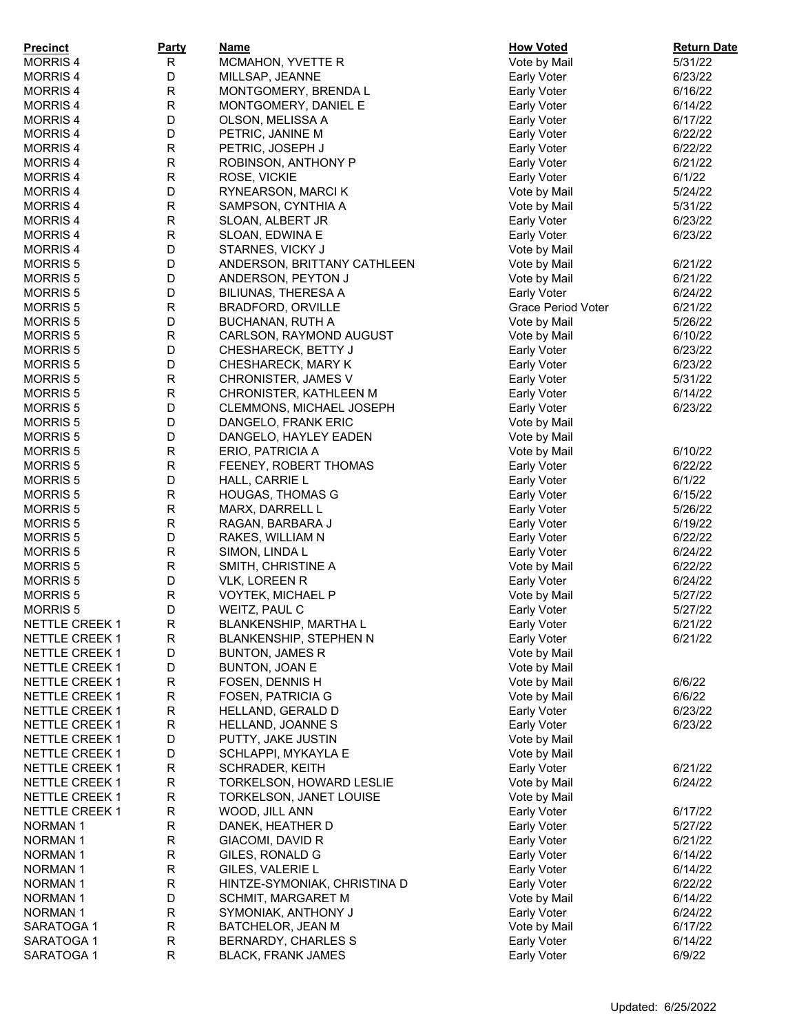| Precinct | Party | Name | How Voted | Return Date |
|---|---|---|---|---|
| MORRIS 4 | R | MCMAHON, YVETTE R | Vote by Mail | 5/31/22 |
| MORRIS 4 | D | MILLSAP, JEANNE | Early Voter | 6/23/22 |
| MORRIS 4 | R | MONTGOMERY, BRENDA L | Early Voter | 6/16/22 |
| MORRIS 4 | R | MONTGOMERY, DANIEL E | Early Voter | 6/14/22 |
| MORRIS 4 | D | OLSON, MELISSA A | Early Voter | 6/17/22 |
| MORRIS 4 | D | PETRIC, JANINE M | Early Voter | 6/22/22 |
| MORRIS 4 | R | PETRIC, JOSEPH J | Early Voter | 6/22/22 |
| MORRIS 4 | R | ROBINSON, ANTHONY P | Early Voter | 6/21/22 |
| MORRIS 4 | R | ROSE, VICKIE | Early Voter | 6/1/22 |
| MORRIS 4 | D | RYNEARSON, MARCI K | Vote by Mail | 5/24/22 |
| MORRIS 4 | R | SAMPSON, CYNTHIA A | Vote by Mail | 5/31/22 |
| MORRIS 4 | R | SLOAN, ALBERT JR | Early Voter | 6/23/22 |
| MORRIS 4 | R | SLOAN, EDWINA E | Early Voter | 6/23/22 |
| MORRIS 4 | D | STARNES, VICKY J | Vote by Mail | |
| MORRIS 5 | D | ANDERSON, BRITTANY CATHLEEN | Vote by Mail | 6/21/22 |
| MORRIS 5 | D | ANDERSON, PEYTON J | Vote by Mail | 6/21/22 |
| MORRIS 5 | D | BILIUNAS, THERESA A | Early Voter | 6/24/22 |
| MORRIS 5 | R | BRADFORD, ORVILLE | Grace Period Voter | 6/21/22 |
| MORRIS 5 | D | BUCHANAN, RUTH A | Vote by Mail | 5/26/22 |
| MORRIS 5 | R | CARLSON, RAYMOND AUGUST | Vote by Mail | 6/10/22 |
| MORRIS 5 | D | CHESHARECK, BETTY J | Early Voter | 6/23/22 |
| MORRIS 5 | D | CHESHARECK, MARY K | Early Voter | 6/23/22 |
| MORRIS 5 | R | CHRONISTER, JAMES V | Early Voter | 5/31/22 |
| MORRIS 5 | R | CHRONISTER, KATHLEEN M | Early Voter | 6/14/22 |
| MORRIS 5 | D | CLEMMONS, MICHAEL JOSEPH | Early Voter | 6/23/22 |
| MORRIS 5 | D | DANGELO, FRANK ERIC | Vote by Mail | |
| MORRIS 5 | D | DANGELO, HAYLEY EADEN | Vote by Mail | |
| MORRIS 5 | R | ERIO, PATRICIA A | Vote by Mail | 6/10/22 |
| MORRIS 5 | R | FEENEY, ROBERT THOMAS | Early Voter | 6/22/22 |
| MORRIS 5 | D | HALL, CARRIE L | Early Voter | 6/1/22 |
| MORRIS 5 | R | HOUGAS, THOMAS G | Early Voter | 6/15/22 |
| MORRIS 5 | R | MARX, DARRELL L | Early Voter | 5/26/22 |
| MORRIS 5 | R | RAGAN, BARBARA J | Early Voter | 6/19/22 |
| MORRIS 5 | D | RAKES, WILLIAM N | Early Voter | 6/22/22 |
| MORRIS 5 | R | SIMON, LINDA L | Early Voter | 6/24/22 |
| MORRIS 5 | R | SMITH, CHRISTINE A | Vote by Mail | 6/22/22 |
| MORRIS 5 | D | VLK, LOREEN R | Early Voter | 6/24/22 |
| MORRIS 5 | R | VOYTEK, MICHAEL P | Vote by Mail | 5/27/22 |
| MORRIS 5 | D | WEITZ, PAUL C | Early Voter | 5/27/22 |
| NETTLE CREEK 1 | R | BLANKENSHIP, MARTHA L | Early Voter | 6/21/22 |
| NETTLE CREEK 1 | R | BLANKENSHIP, STEPHEN N | Early Voter | 6/21/22 |
| NETTLE CREEK 1 | D | BUNTON, JAMES R | Vote by Mail | |
| NETTLE CREEK 1 | D | BUNTON, JOAN E | Vote by Mail | |
| NETTLE CREEK 1 | R | FOSEN, DENNIS H | Vote by Mail | 6/6/22 |
| NETTLE CREEK 1 | R | FOSEN, PATRICIA G | Vote by Mail | 6/6/22 |
| NETTLE CREEK 1 | R | HELLAND, GERALD D | Early Voter | 6/23/22 |
| NETTLE CREEK 1 | R | HELLAND, JOANNE S | Early Voter | 6/23/22 |
| NETTLE CREEK 1 | D | PUTTY, JAKE JUSTIN | Vote by Mail | |
| NETTLE CREEK 1 | D | SCHLAPPI, MYKAYLA E | Vote by Mail | |
| NETTLE CREEK 1 | R | SCHRADER, KEITH | Early Voter | 6/21/22 |
| NETTLE CREEK 1 | R | TORKELSON, HOWARD LESLIE | Vote by Mail | 6/24/22 |
| NETTLE CREEK 1 | R | TORKELSON, JANET LOUISE | Vote by Mail | |
| NETTLE CREEK 1 | R | WOOD, JILL ANN | Early Voter | 6/17/22 |
| NORMAN 1 | R | DANEK, HEATHER D | Early Voter | 5/27/22 |
| NORMAN 1 | R | GIACOMI, DAVID R | Early Voter | 6/21/22 |
| NORMAN 1 | R | GILES, RONALD G | Early Voter | 6/14/22 |
| NORMAN 1 | R | GILES, VALERIE L | Early Voter | 6/14/22 |
| NORMAN 1 | R | HINTZE-SYMONIAK, CHRISTINA D | Early Voter | 6/22/22 |
| NORMAN 1 | D | SCHMIT, MARGARET M | Vote by Mail | 6/14/22 |
| NORMAN 1 | R | SYMONIAK, ANTHONY J | Early Voter | 6/24/22 |
| SARATOGA 1 | R | BATCHELOR, JEAN M | Vote by Mail | 6/17/22 |
| SARATOGA 1 | R | BERNARDY, CHARLES S | Early Voter | 6/14/22 |
| SARATOGA 1 | R | BLACK, FRANK JAMES | Early Voter | 6/9/22 |

Updated: 6/25/2022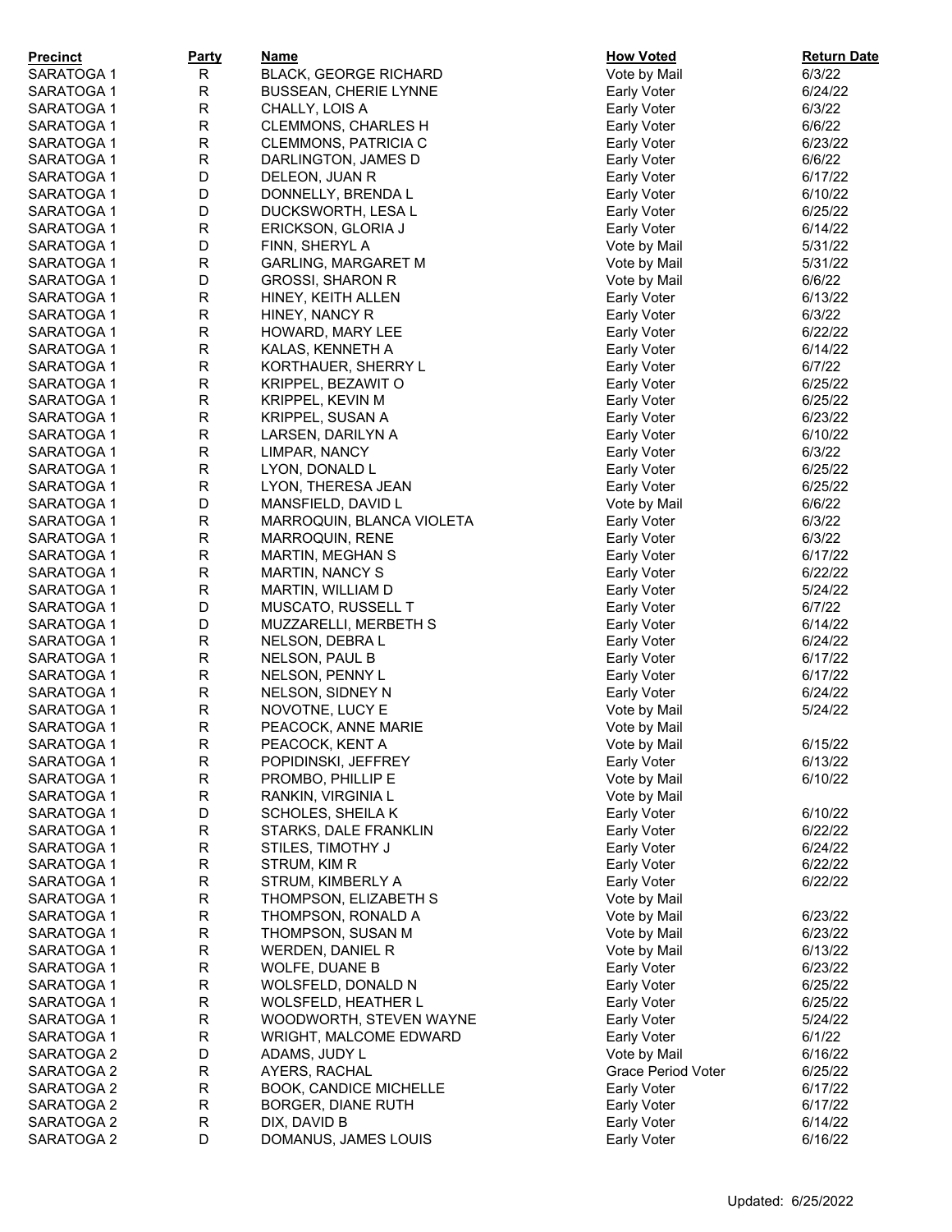| Precinct | Party | Name | How Voted | Return Date |
|---|---|---|---|---|
| SARATOGA 1 | R | BLACK, GEORGE RICHARD | Vote by Mail | 6/3/22 |
| SARATOGA 1 | R | BUSSEAN, CHERIE LYNNE | Early Voter | 6/24/22 |
| SARATOGA 1 | R | CHALLY, LOIS A | Early Voter | 6/3/22 |
| SARATOGA 1 | R | CLEMMONS, CHARLES H | Early Voter | 6/6/22 |
| SARATOGA 1 | R | CLEMMONS, PATRICIA C | Early Voter | 6/23/22 |
| SARATOGA 1 | R | DARLINGTON, JAMES D | Early Voter | 6/6/22 |
| SARATOGA 1 | D | DELEON, JUAN R | Early Voter | 6/17/22 |
| SARATOGA 1 | D | DONNELLY, BRENDA L | Early Voter | 6/10/22 |
| SARATOGA 1 | D | DUCKSWORTH, LESA L | Early Voter | 6/25/22 |
| SARATOGA 1 | R | ERICKSON, GLORIA J | Early Voter | 6/14/22 |
| SARATOGA 1 | D | FINN, SHERYL A | Vote by Mail | 5/31/22 |
| SARATOGA 1 | R | GARLING, MARGARET M | Vote by Mail | 5/31/22 |
| SARATOGA 1 | D | GROSSI, SHARON R | Vote by Mail | 6/6/22 |
| SARATOGA 1 | R | HINEY, KEITH ALLEN | Early Voter | 6/13/22 |
| SARATOGA 1 | R | HINEY, NANCY R | Early Voter | 6/3/22 |
| SARATOGA 1 | R | HOWARD, MARY LEE | Early Voter | 6/22/22 |
| SARATOGA 1 | R | KALAS, KENNETH A | Early Voter | 6/14/22 |
| SARATOGA 1 | R | KORTHAUER, SHERRY L | Early Voter | 6/7/22 |
| SARATOGA 1 | R | KRIPPEL, BEZAWIT O | Early Voter | 6/25/22 |
| SARATOGA 1 | R | KRIPPEL, KEVIN M | Early Voter | 6/25/22 |
| SARATOGA 1 | R | KRIPPEL, SUSAN A | Early Voter | 6/23/22 |
| SARATOGA 1 | R | LARSEN, DARILYN A | Early Voter | 6/10/22 |
| SARATOGA 1 | R | LIMPAR, NANCY | Early Voter | 6/3/22 |
| SARATOGA 1 | R | LYON, DONALD L | Early Voter | 6/25/22 |
| SARATOGA 1 | R | LYON, THERESA JEAN | Early Voter | 6/25/22 |
| SARATOGA 1 | D | MANSFIELD, DAVID L | Vote by Mail | 6/6/22 |
| SARATOGA 1 | R | MARROQUIN, BLANCA VIOLETA | Early Voter | 6/3/22 |
| SARATOGA 1 | R | MARROQUIN, RENE | Early Voter | 6/3/22 |
| SARATOGA 1 | R | MARTIN, MEGHAN S | Early Voter | 6/17/22 |
| SARATOGA 1 | R | MARTIN, NANCY S | Early Voter | 6/22/22 |
| SARATOGA 1 | R | MARTIN, WILLIAM D | Early Voter | 5/24/22 |
| SARATOGA 1 | D | MUSCATO, RUSSELL T | Early Voter | 6/7/22 |
| SARATOGA 1 | D | MUZZARELLI, MERBETH S | Early Voter | 6/14/22 |
| SARATOGA 1 | R | NELSON, DEBRA L | Early Voter | 6/24/22 |
| SARATOGA 1 | R | NELSON, PAUL B | Early Voter | 6/17/22 |
| SARATOGA 1 | R | NELSON, PENNY L | Early Voter | 6/17/22 |
| SARATOGA 1 | R | NELSON, SIDNEY N | Early Voter | 6/24/22 |
| SARATOGA 1 | R | NOVOTNE, LUCY E | Vote by Mail | 5/24/22 |
| SARATOGA 1 | R | PEACOCK, ANNE MARIE | Vote by Mail | |
| SARATOGA 1 | R | PEACOCK, KENT A | Vote by Mail | 6/15/22 |
| SARATOGA 1 | R | POPIDINSKI, JEFFREY | Early Voter | 6/13/22 |
| SARATOGA 1 | R | PROMBO, PHILLIP E | Vote by Mail | 6/10/22 |
| SARATOGA 1 | R | RANKIN, VIRGINIA L | Vote by Mail | |
| SARATOGA 1 | D | SCHOLES, SHEILA K | Early Voter | 6/10/22 |
| SARATOGA 1 | R | STARKS, DALE FRANKLIN | Early Voter | 6/22/22 |
| SARATOGA 1 | R | STILES, TIMOTHY J | Early Voter | 6/24/22 |
| SARATOGA 1 | R | STRUM, KIM R | Early Voter | 6/22/22 |
| SARATOGA 1 | R | STRUM, KIMBERLY A | Early Voter | 6/22/22 |
| SARATOGA 1 | R | THOMPSON, ELIZABETH S | Vote by Mail | |
| SARATOGA 1 | R | THOMPSON, RONALD A | Vote by Mail | 6/23/22 |
| SARATOGA 1 | R | THOMPSON, SUSAN M | Vote by Mail | 6/23/22 |
| SARATOGA 1 | R | WERDEN, DANIEL R | Vote by Mail | 6/13/22 |
| SARATOGA 1 | R | WOLFE, DUANE B | Early Voter | 6/23/22 |
| SARATOGA 1 | R | WOLSFELD, DONALD N | Early Voter | 6/25/22 |
| SARATOGA 1 | R | WOLSFELD, HEATHER L | Early Voter | 6/25/22 |
| SARATOGA 1 | R | WOODWORTH, STEVEN WAYNE | Early Voter | 5/24/22 |
| SARATOGA 1 | R | WRIGHT, MALCOME EDWARD | Early Voter | 6/1/22 |
| SARATOGA 2 | D | ADAMS, JUDY L | Vote by Mail | 6/16/22 |
| SARATOGA 2 | R | AYERS, RACHAL | Grace Period Voter | 6/25/22 |
| SARATOGA 2 | R | BOOK, CANDICE MICHELLE | Early Voter | 6/17/22 |
| SARATOGA 2 | R | BORGER, DIANE RUTH | Early Voter | 6/17/22 |
| SARATOGA 2 | R | DIX, DAVID B | Early Voter | 6/14/22 |
| SARATOGA 2 | D | DOMANUS, JAMES LOUIS | Early Voter | 6/16/22 |

Updated: 6/25/2022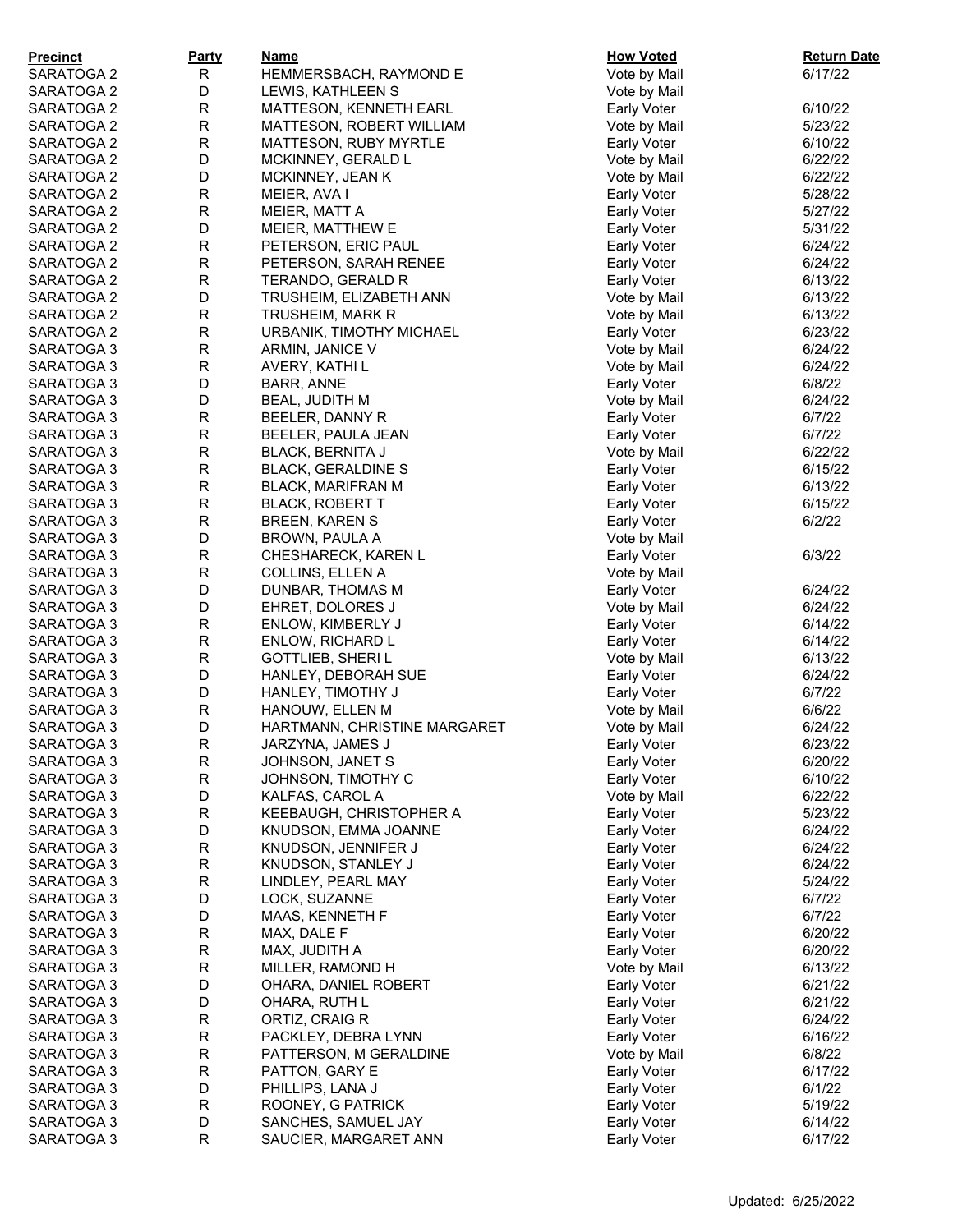| Precinct | Party | Name | How Voted | Return Date |
|---|---|---|---|---|
| SARATOGA 2 | R | HEMMERSBACH, RAYMOND E | Vote by Mail | 6/17/22 |
| SARATOGA 2 | D | LEWIS, KATHLEEN S | Vote by Mail | |
| SARATOGA 2 | R | MATTESON, KENNETH EARL | Early Voter | 6/10/22 |
| SARATOGA 2 | R | MATTESON, ROBERT WILLIAM | Vote by Mail | 5/23/22 |
| SARATOGA 2 | R | MATTESON, RUBY MYRTLE | Early Voter | 6/10/22 |
| SARATOGA 2 | D | MCKINNEY, GERALD L | Vote by Mail | 6/22/22 |
| SARATOGA 2 | D | MCKINNEY, JEAN K | Vote by Mail | 6/22/22 |
| SARATOGA 2 | R | MEIER, AVA I | Early Voter | 5/28/22 |
| SARATOGA 2 | R | MEIER, MATT A | Early Voter | 5/27/22 |
| SARATOGA 2 | D | MEIER, MATTHEW E | Early Voter | 5/31/22 |
| SARATOGA 2 | R | PETERSON, ERIC PAUL | Early Voter | 6/24/22 |
| SARATOGA 2 | R | PETERSON, SARAH RENEE | Early Voter | 6/24/22 |
| SARATOGA 2 | R | TERANDO, GERALD R | Early Voter | 6/13/22 |
| SARATOGA 2 | D | TRUSHEIM, ELIZABETH ANN | Vote by Mail | 6/13/22 |
| SARATOGA 2 | R | TRUSHEIM, MARK R | Vote by Mail | 6/13/22 |
| SARATOGA 2 | R | URBANIK, TIMOTHY MICHAEL | Early Voter | 6/23/22 |
| SARATOGA 3 | R | ARMIN, JANICE V | Vote by Mail | 6/24/22 |
| SARATOGA 3 | R | AVERY, KATHI L | Vote by Mail | 6/24/22 |
| SARATOGA 3 | D | BARR, ANNE | Early Voter | 6/8/22 |
| SARATOGA 3 | D | BEAL, JUDITH M | Vote by Mail | 6/24/22 |
| SARATOGA 3 | R | BEELER, DANNY R | Early Voter | 6/7/22 |
| SARATOGA 3 | R | BEELER, PAULA JEAN | Early Voter | 6/7/22 |
| SARATOGA 3 | R | BLACK, BERNITA J | Vote by Mail | 6/22/22 |
| SARATOGA 3 | R | BLACK, GERALDINE S | Early Voter | 6/15/22 |
| SARATOGA 3 | R | BLACK, MARIFRAN M | Early Voter | 6/13/22 |
| SARATOGA 3 | R | BLACK, ROBERT T | Early Voter | 6/15/22 |
| SARATOGA 3 | R | BREEN, KAREN S | Early Voter | 6/2/22 |
| SARATOGA 3 | D | BROWN, PAULA A | Vote by Mail | |
| SARATOGA 3 | R | CHESHARECK, KAREN L | Early Voter | 6/3/22 |
| SARATOGA 3 | R | COLLINS, ELLEN A | Vote by Mail | |
| SARATOGA 3 | D | DUNBAR, THOMAS M | Early Voter | 6/24/22 |
| SARATOGA 3 | D | EHRET, DOLORES J | Vote by Mail | 6/24/22 |
| SARATOGA 3 | R | ENLOW, KIMBERLY J | Early Voter | 6/14/22 |
| SARATOGA 3 | R | ENLOW, RICHARD L | Early Voter | 6/14/22 |
| SARATOGA 3 | R | GOTTLIEB, SHERI L | Vote by Mail | 6/13/22 |
| SARATOGA 3 | D | HANLEY, DEBORAH SUE | Early Voter | 6/24/22 |
| SARATOGA 3 | D | HANLEY, TIMOTHY J | Early Voter | 6/7/22 |
| SARATOGA 3 | R | HANOUW, ELLEN M | Vote by Mail | 6/6/22 |
| SARATOGA 3 | D | HARTMANN, CHRISTINE MARGARET | Vote by Mail | 6/24/22 |
| SARATOGA 3 | R | JARZYNA, JAMES J | Early Voter | 6/23/22 |
| SARATOGA 3 | R | JOHNSON, JANET S | Early Voter | 6/20/22 |
| SARATOGA 3 | R | JOHNSON, TIMOTHY C | Early Voter | 6/10/22 |
| SARATOGA 3 | D | KALFAS, CAROL A | Vote by Mail | 6/22/22 |
| SARATOGA 3 | R | KEEBAUGH, CHRISTOPHER A | Early Voter | 5/23/22 |
| SARATOGA 3 | D | KNUDSON, EMMA JOANNE | Early Voter | 6/24/22 |
| SARATOGA 3 | R | KNUDSON, JENNIFER J | Early Voter | 6/24/22 |
| SARATOGA 3 | R | KNUDSON, STANLEY J | Early Voter | 6/24/22 |
| SARATOGA 3 | R | LINDLEY, PEARL MAY | Early Voter | 5/24/22 |
| SARATOGA 3 | D | LOCK, SUZANNE | Early Voter | 6/7/22 |
| SARATOGA 3 | D | MAAS, KENNETH F | Early Voter | 6/7/22 |
| SARATOGA 3 | R | MAX, DALE F | Early Voter | 6/20/22 |
| SARATOGA 3 | R | MAX, JUDITH A | Early Voter | 6/20/22 |
| SARATOGA 3 | R | MILLER, RAMOND H | Vote by Mail | 6/13/22 |
| SARATOGA 3 | D | OHARA, DANIEL ROBERT | Early Voter | 6/21/22 |
| SARATOGA 3 | D | OHARA, RUTH L | Early Voter | 6/21/22 |
| SARATOGA 3 | R | ORTIZ, CRAIG R | Early Voter | 6/24/22 |
| SARATOGA 3 | R | PACKLEY, DEBRA LYNN | Early Voter | 6/16/22 |
| SARATOGA 3 | R | PATTERSON, M GERALDINE | Vote by Mail | 6/8/22 |
| SARATOGA 3 | R | PATTON, GARY E | Early Voter | 6/17/22 |
| SARATOGA 3 | D | PHILLIPS, LANA J | Early Voter | 6/1/22 |
| SARATOGA 3 | R | ROONEY, G PATRICK | Early Voter | 5/19/22 |
| SARATOGA 3 | D | SANCHES, SAMUEL JAY | Early Voter | 6/14/22 |
| SARATOGA 3 | R | SAUCIER, MARGARET ANN | Early Voter | 6/17/22 |

Updated: 6/25/2022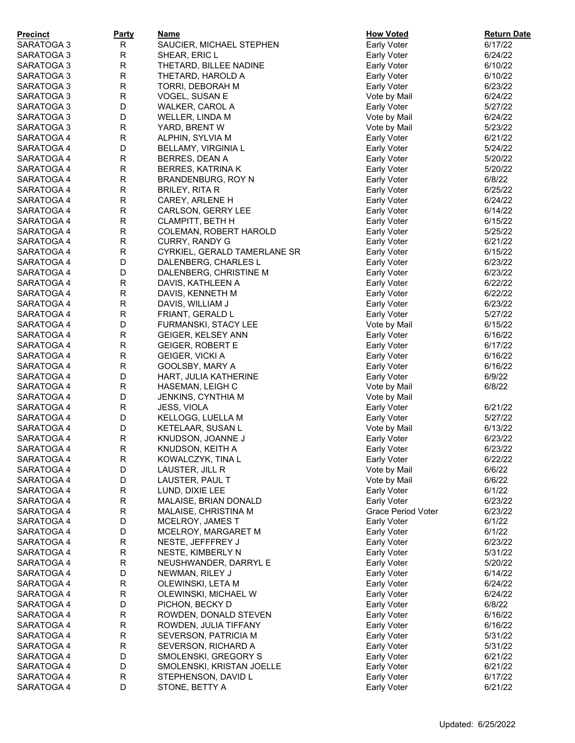| Precinct | Party | Name | How Voted | Return Date |
|---|---|---|---|---|
| SARATOGA 3 | R | SAUCIER, MICHAEL STEPHEN | Early Voter | 6/17/22 |
| SARATOGA 3 | R | SHEAR, ERIC L | Early Voter | 6/24/22 |
| SARATOGA 3 | R | THETARD, BILLEE NADINE | Early Voter | 6/10/22 |
| SARATOGA 3 | R | THETARD, HAROLD A | Early Voter | 6/10/22 |
| SARATOGA 3 | R | TORRI, DEBORAH M | Early Voter | 6/23/22 |
| SARATOGA 3 | R | VOGEL, SUSAN E | Vote by Mail | 6/24/22 |
| SARATOGA 3 | D | WALKER, CAROL A | Early Voter | 5/27/22 |
| SARATOGA 3 | D | WELLER, LINDA M | Vote by Mail | 6/24/22 |
| SARATOGA 3 | R | YARD, BRENT W | Vote by Mail | 5/23/22 |
| SARATOGA 4 | R | ALPHIN, SYLVIA M | Early Voter | 6/21/22 |
| SARATOGA 4 | D | BELLAMY, VIRGINIA L | Early Voter | 5/24/22 |
| SARATOGA 4 | R | BERRES, DEAN A | Early Voter | 5/20/22 |
| SARATOGA 4 | R | BERRES, KATRINA K | Early Voter | 5/20/22 |
| SARATOGA 4 | R | BRANDENBURG, ROY N | Early Voter | 6/8/22 |
| SARATOGA 4 | R | BRILEY, RITA R | Early Voter | 6/25/22 |
| SARATOGA 4 | R | CAREY, ARLENE H | Early Voter | 6/24/22 |
| SARATOGA 4 | R | CARLSON, GERRY LEE | Early Voter | 6/14/22 |
| SARATOGA 4 | R | CLAMPITT, BETH H | Early Voter | 6/15/22 |
| SARATOGA 4 | R | COLEMAN, ROBERT HAROLD | Early Voter | 5/25/22 |
| SARATOGA 4 | R | CURRY, RANDY G | Early Voter | 6/21/22 |
| SARATOGA 4 | R | CYRKIEL, GERALD TAMERLANE SR | Early Voter | 6/15/22 |
| SARATOGA 4 | D | DALENBERG, CHARLES L | Early Voter | 6/23/22 |
| SARATOGA 4 | D | DALENBERG, CHRISTINE M | Early Voter | 6/23/22 |
| SARATOGA 4 | R | DAVIS, KATHLEEN A | Early Voter | 6/22/22 |
| SARATOGA 4 | R | DAVIS, KENNETH M | Early Voter | 6/22/22 |
| SARATOGA 4 | R | DAVIS, WILLIAM J | Early Voter | 6/23/22 |
| SARATOGA 4 | R | FRIANT, GERALD L | Early Voter | 5/27/22 |
| SARATOGA 4 | D | FURMANSKI, STACY LEE | Vote by Mail | 6/15/22 |
| SARATOGA 4 | R | GEIGER, KELSEY ANN | Early Voter | 6/16/22 |
| SARATOGA 4 | R | GEIGER, ROBERT E | Early Voter | 6/17/22 |
| SARATOGA 4 | R | GEIGER, VICKI A | Early Voter | 6/16/22 |
| SARATOGA 4 | R | GOOLSBY, MARY A | Early Voter | 6/16/22 |
| SARATOGA 4 | D | HART, JULIA KATHERINE | Early Voter | 6/9/22 |
| SARATOGA 4 | R | HASEMAN, LEIGH C | Vote by Mail | 6/8/22 |
| SARATOGA 4 | D | JENKINS, CYNTHIA M | Vote by Mail | |
| SARATOGA 4 | R | JESS, VIOLA | Early Voter | 6/21/22 |
| SARATOGA 4 | D | KELLOGG, LUELLA M | Early Voter | 5/27/22 |
| SARATOGA 4 | D | KETELAAR, SUSAN L | Vote by Mail | 6/13/22 |
| SARATOGA 4 | R | KNUDSON, JOANNE J | Early Voter | 6/23/22 |
| SARATOGA 4 | R | KNUDSON, KEITH A | Early Voter | 6/23/22 |
| SARATOGA 4 | R | KOWALCZYK, TINA L | Early Voter | 6/22/22 |
| SARATOGA 4 | D | LAUSTER, JILL R | Vote by Mail | 6/6/22 |
| SARATOGA 4 | D | LAUSTER, PAUL T | Vote by Mail | 6/6/22 |
| SARATOGA 4 | R | LUND, DIXIE LEE | Early Voter | 6/1/22 |
| SARATOGA 4 | R | MALAISE, BRIAN DONALD | Early Voter | 6/23/22 |
| SARATOGA 4 | R | MALAISE, CHRISTINA M | Grace Period Voter | 6/23/22 |
| SARATOGA 4 | D | MCELROY, JAMES T | Early Voter | 6/1/22 |
| SARATOGA 4 | D | MCELROY, MARGARET M | Early Voter | 6/1/22 |
| SARATOGA 4 | R | NESTE, JEFFFREY J | Early Voter | 6/23/22 |
| SARATOGA 4 | R | NESTE, KIMBERLY N | Early Voter | 5/31/22 |
| SARATOGA 4 | R | NEUSHWANDER, DARRYL E | Early Voter | 5/20/22 |
| SARATOGA 4 | D | NEWMAN, RILEY J | Early Voter | 6/14/22 |
| SARATOGA 4 | R | OLEWINSKI, LETA M | Early Voter | 6/24/22 |
| SARATOGA 4 | R | OLEWINSKI, MICHAEL W | Early Voter | 6/24/22 |
| SARATOGA 4 | D | PICHON, BECKY D | Early Voter | 6/8/22 |
| SARATOGA 4 | R | ROWDEN, DONALD STEVEN | Early Voter | 6/16/22 |
| SARATOGA 4 | R | ROWDEN, JULIA TIFFANY | Early Voter | 6/16/22 |
| SARATOGA 4 | R | SEVERSON, PATRICIA M | Early Voter | 5/31/22 |
| SARATOGA 4 | R | SEVERSON, RICHARD A | Early Voter | 5/31/22 |
| SARATOGA 4 | D | SMOLENSKI, GREGORY S | Early Voter | 6/21/22 |
| SARATOGA 4 | D | SMOLENSKI, KRISTAN JOELLE | Early Voter | 6/21/22 |
| SARATOGA 4 | R | STEPHENSON, DAVID L | Early Voter | 6/17/22 |
| SARATOGA 4 | D | STONE, BETTY A | Early Voter | 6/21/22 |

Updated: 6/25/2022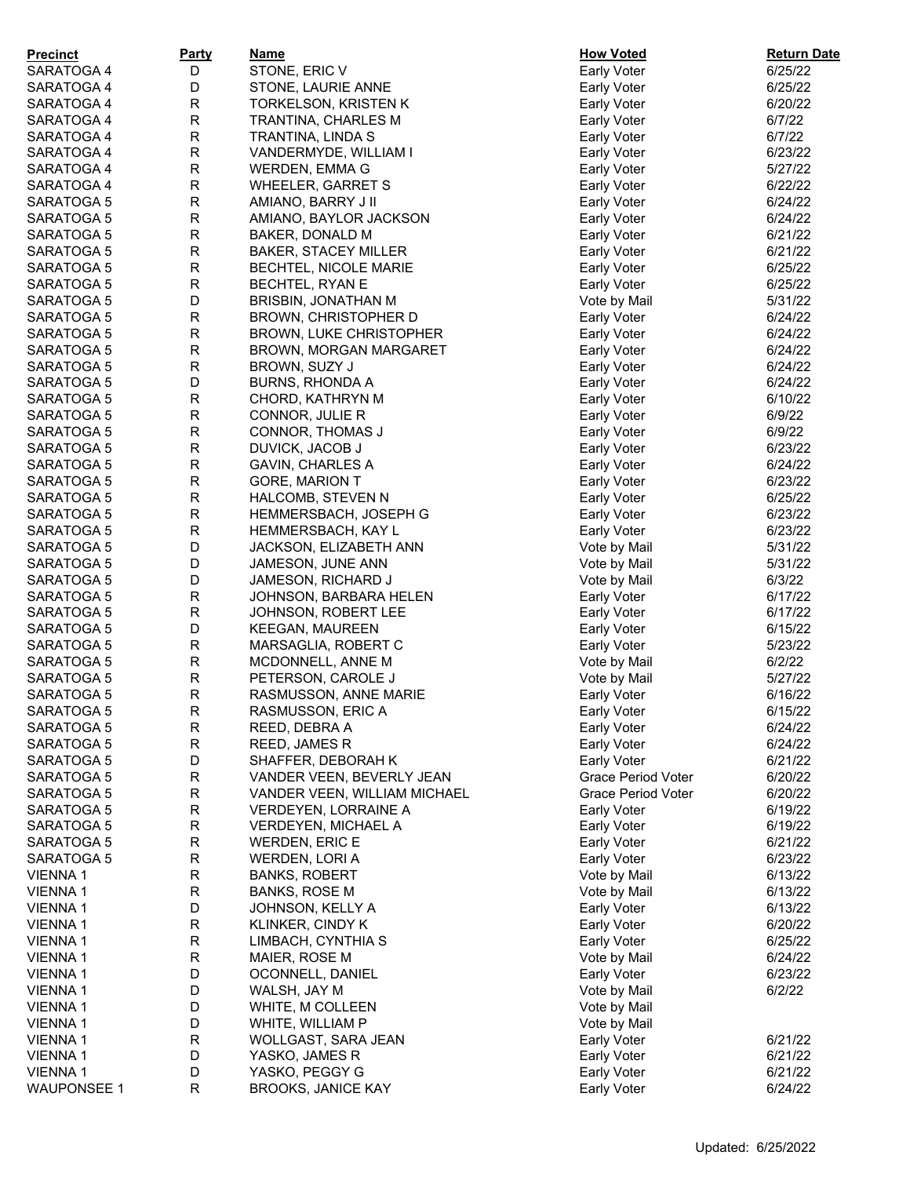| Precinct | Party | Name | How Voted | Return Date |
|---|---|---|---|---|
| SARATOGA 4 | D | STONE, ERIC V | Early Voter | 6/25/22 |
| SARATOGA 4 | D | STONE, LAURIE ANNE | Early Voter | 6/25/22 |
| SARATOGA 4 | R | TORKELSON, KRISTEN K | Early Voter | 6/20/22 |
| SARATOGA 4 | R | TRANTINA, CHARLES M | Early Voter | 6/7/22 |
| SARATOGA 4 | R | TRANTINA, LINDA S | Early Voter | 6/7/22 |
| SARATOGA 4 | R | VANDERMYDE, WILLIAM I | Early Voter | 6/23/22 |
| SARATOGA 4 | R | WERDEN, EMMA G | Early Voter | 5/27/22 |
| SARATOGA 4 | R | WHEELER, GARRET S | Early Voter | 6/22/22 |
| SARATOGA 5 | R | AMIANO, BARRY J II | Early Voter | 6/24/22 |
| SARATOGA 5 | R | AMIANO, BAYLOR JACKSON | Early Voter | 6/24/22 |
| SARATOGA 5 | R | BAKER, DONALD M | Early Voter | 6/21/22 |
| SARATOGA 5 | R | BAKER, STACEY MILLER | Early Voter | 6/21/22 |
| SARATOGA 5 | R | BECHTEL, NICOLE MARIE | Early Voter | 6/25/22 |
| SARATOGA 5 | R | BECHTEL, RYAN E | Early Voter | 6/25/22 |
| SARATOGA 5 | D | BRISBIN, JONATHAN M | Vote by Mail | 5/31/22 |
| SARATOGA 5 | R | BROWN, CHRISTOPHER D | Early Voter | 6/24/22 |
| SARATOGA 5 | R | BROWN, LUKE CHRISTOPHER | Early Voter | 6/24/22 |
| SARATOGA 5 | R | BROWN, MORGAN MARGARET | Early Voter | 6/24/22 |
| SARATOGA 5 | R | BROWN, SUZY J | Early Voter | 6/24/22 |
| SARATOGA 5 | D | BURNS, RHONDA A | Early Voter | 6/24/22 |
| SARATOGA 5 | R | CHORD, KATHRYN M | Early Voter | 6/10/22 |
| SARATOGA 5 | R | CONNOR, JULIE R | Early Voter | 6/9/22 |
| SARATOGA 5 | R | CONNOR, THOMAS J | Early Voter | 6/9/22 |
| SARATOGA 5 | R | DUVICK, JACOB J | Early Voter | 6/23/22 |
| SARATOGA 5 | R | GAVIN, CHARLES A | Early Voter | 6/24/22 |
| SARATOGA 5 | R | GORE, MARION T | Early Voter | 6/23/22 |
| SARATOGA 5 | R | HALCOMB, STEVEN N | Early Voter | 6/25/22 |
| SARATOGA 5 | R | HEMMERSBACH, JOSEPH G | Early Voter | 6/23/22 |
| SARATOGA 5 | R | HEMMERSBACH, KAY L | Early Voter | 6/23/22 |
| SARATOGA 5 | D | JACKSON, ELIZABETH ANN | Vote by Mail | 5/31/22 |
| SARATOGA 5 | D | JAMESON, JUNE ANN | Vote by Mail | 5/31/22 |
| SARATOGA 5 | D | JAMESON, RICHARD J | Vote by Mail | 6/3/22 |
| SARATOGA 5 | R | JOHNSON, BARBARA HELEN | Early Voter | 6/17/22 |
| SARATOGA 5 | R | JOHNSON, ROBERT LEE | Early Voter | 6/17/22 |
| SARATOGA 5 | D | KEEGAN, MAUREEN | Early Voter | 6/15/22 |
| SARATOGA 5 | R | MARSAGLIA, ROBERT C | Early Voter | 5/23/22 |
| SARATOGA 5 | R | MCDONNELL, ANNE M | Vote by Mail | 6/2/22 |
| SARATOGA 5 | R | PETERSON, CAROLE J | Vote by Mail | 5/27/22 |
| SARATOGA 5 | R | RASMUSSON, ANNE MARIE | Early Voter | 6/16/22 |
| SARATOGA 5 | R | RASMUSSON, ERIC A | Early Voter | 6/15/22 |
| SARATOGA 5 | R | REED, DEBRA A | Early Voter | 6/24/22 |
| SARATOGA 5 | R | REED, JAMES R | Early Voter | 6/24/22 |
| SARATOGA 5 | D | SHAFFER, DEBORAH K | Early Voter | 6/21/22 |
| SARATOGA 5 | R | VANDER VEEN, BEVERLY JEAN | Grace Period Voter | 6/20/22 |
| SARATOGA 5 | R | VANDER VEEN, WILLIAM MICHAEL | Grace Period Voter | 6/20/22 |
| SARATOGA 5 | R | VERDEYEN, LORRAINE A | Early Voter | 6/19/22 |
| SARATOGA 5 | R | VERDEYEN, MICHAEL A | Early Voter | 6/19/22 |
| SARATOGA 5 | R | WERDEN, ERIC E | Early Voter | 6/21/22 |
| SARATOGA 5 | R | WERDEN, LORI A | Early Voter | 6/23/22 |
| VIENNA 1 | R | BANKS, ROBERT | Vote by Mail | 6/13/22 |
| VIENNA 1 | R | BANKS, ROSE M | Vote by Mail | 6/13/22 |
| VIENNA 1 | D | JOHNSON, KELLY A | Early Voter | 6/13/22 |
| VIENNA 1 | R | KLINKER, CINDY K | Early Voter | 6/20/22 |
| VIENNA 1 | R | LIMBACH, CYNTHIA S | Early Voter | 6/25/22 |
| VIENNA 1 | R | MAIER, ROSE M | Vote by Mail | 6/24/22 |
| VIENNA 1 | D | OCONNELL, DANIEL | Early Voter | 6/23/22 |
| VIENNA 1 | D | WALSH, JAY M | Vote by Mail | 6/2/22 |
| VIENNA 1 | D | WHITE, M COLLEEN | Vote by Mail | |
| VIENNA 1 | D | WHITE, WILLIAM P | Vote by Mail | |
| VIENNA 1 | R | WOLLGAST, SARA JEAN | Early Voter | 6/21/22 |
| VIENNA 1 | D | YASKO, JAMES R | Early Voter | 6/21/22 |
| VIENNA 1 | D | YASKO, PEGGY G | Early Voter | 6/21/22 |
| WAUPONSEE 1 | R | BROOKS, JANICE KAY | Early Voter | 6/24/22 |

Updated: 6/25/2022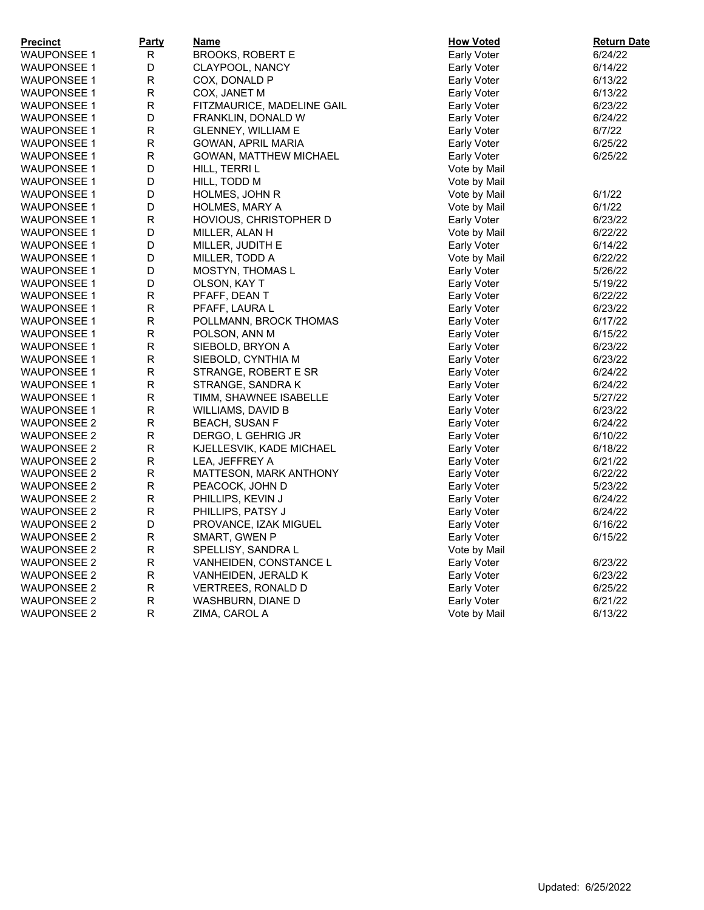| Precinct | Party | Name | How Voted | Return Date |
|---|---|---|---|---|
| WAUPONSEE 1 | R | BROOKS, ROBERT E | Early Voter | 6/24/22 |
| WAUPONSEE 1 | D | CLAYPOOL, NANCY | Early Voter | 6/14/22 |
| WAUPONSEE 1 | R | COX, DONALD P | Early Voter | 6/13/22 |
| WAUPONSEE 1 | R | COX, JANET M | Early Voter | 6/13/22 |
| WAUPONSEE 1 | R | FITZMAURICE, MADELINE GAIL | Early Voter | 6/23/22 |
| WAUPONSEE 1 | D | FRANKLIN, DONALD W | Early Voter | 6/24/22 |
| WAUPONSEE 1 | R | GLENNEY, WILLIAM E | Early Voter | 6/7/22 |
| WAUPONSEE 1 | R | GOWAN, APRIL MARIA | Early Voter | 6/25/22 |
| WAUPONSEE 1 | R | GOWAN, MATTHEW MICHAEL | Early Voter | 6/25/22 |
| WAUPONSEE 1 | D | HILL, TERRI L | Vote by Mail | |
| WAUPONSEE 1 | D | HILL, TODD M | Vote by Mail | |
| WAUPONSEE 1 | D | HOLMES, JOHN R | Vote by Mail | 6/1/22 |
| WAUPONSEE 1 | D | HOLMES, MARY A | Vote by Mail | 6/1/22 |
| WAUPONSEE 1 | R | HOVIOUS, CHRISTOPHER D | Early Voter | 6/23/22 |
| WAUPONSEE 1 | D | MILLER, ALAN H | Vote by Mail | 6/22/22 |
| WAUPONSEE 1 | D | MILLER, JUDITH E | Early Voter | 6/14/22 |
| WAUPONSEE 1 | D | MILLER, TODD A | Vote by Mail | 6/22/22 |
| WAUPONSEE 1 | D | MOSTYN, THOMAS L | Early Voter | 5/26/22 |
| WAUPONSEE 1 | D | OLSON, KAY T | Early Voter | 5/19/22 |
| WAUPONSEE 1 | R | PFAFF, DEAN T | Early Voter | 6/22/22 |
| WAUPONSEE 1 | R | PFAFF, LAURA L | Early Voter | 6/23/22 |
| WAUPONSEE 1 | R | POLLMANN, BROCK THOMAS | Early Voter | 6/17/22 |
| WAUPONSEE 1 | R | POLSON, ANN M | Early Voter | 6/15/22 |
| WAUPONSEE 1 | R | SIEBOLD, BRYON A | Early Voter | 6/23/22 |
| WAUPONSEE 1 | R | SIEBOLD, CYNTHIA M | Early Voter | 6/23/22 |
| WAUPONSEE 1 | R | STRANGE, ROBERT E SR | Early Voter | 6/24/22 |
| WAUPONSEE 1 | R | STRANGE, SANDRA K | Early Voter | 6/24/22 |
| WAUPONSEE 1 | R | TIMM, SHAWNEE ISABELLE | Early Voter | 5/27/22 |
| WAUPONSEE 1 | R | WILLIAMS, DAVID B | Early Voter | 6/23/22 |
| WAUPONSEE 2 | R | BEACH, SUSAN F | Early Voter | 6/24/22 |
| WAUPONSEE 2 | R | DERGO, L GEHRIG JR | Early Voter | 6/10/22 |
| WAUPONSEE 2 | R | KJELLESVIK, KADE MICHAEL | Early Voter | 6/18/22 |
| WAUPONSEE 2 | R | LEA, JEFFREY A | Early Voter | 6/21/22 |
| WAUPONSEE 2 | R | MATTESON, MARK ANTHONY | Early Voter | 6/22/22 |
| WAUPONSEE 2 | R | PEACOCK, JOHN D | Early Voter | 5/23/22 |
| WAUPONSEE 2 | R | PHILLIPS, KEVIN J | Early Voter | 6/24/22 |
| WAUPONSEE 2 | R | PHILLIPS, PATSY J | Early Voter | 6/24/22 |
| WAUPONSEE 2 | D | PROVANCE, IZAK MIGUEL | Early Voter | 6/16/22 |
| WAUPONSEE 2 | R | SMART, GWEN P | Early Voter | 6/15/22 |
| WAUPONSEE 2 | R | SPELLISY, SANDRA L | Vote by Mail | |
| WAUPONSEE 2 | R | VANHEIDEN, CONSTANCE L | Early Voter | 6/23/22 |
| WAUPONSEE 2 | R | VANHEIDEN, JERALD K | Early Voter | 6/23/22 |
| WAUPONSEE 2 | R | VERTREES, RONALD D | Early Voter | 6/25/22 |
| WAUPONSEE 2 | R | WASHBURN, DIANE D | Early Voter | 6/21/22 |
| WAUPONSEE 2 | R | ZIMA, CAROL A | Vote by Mail | 6/13/22 |

Updated: 6/25/2022